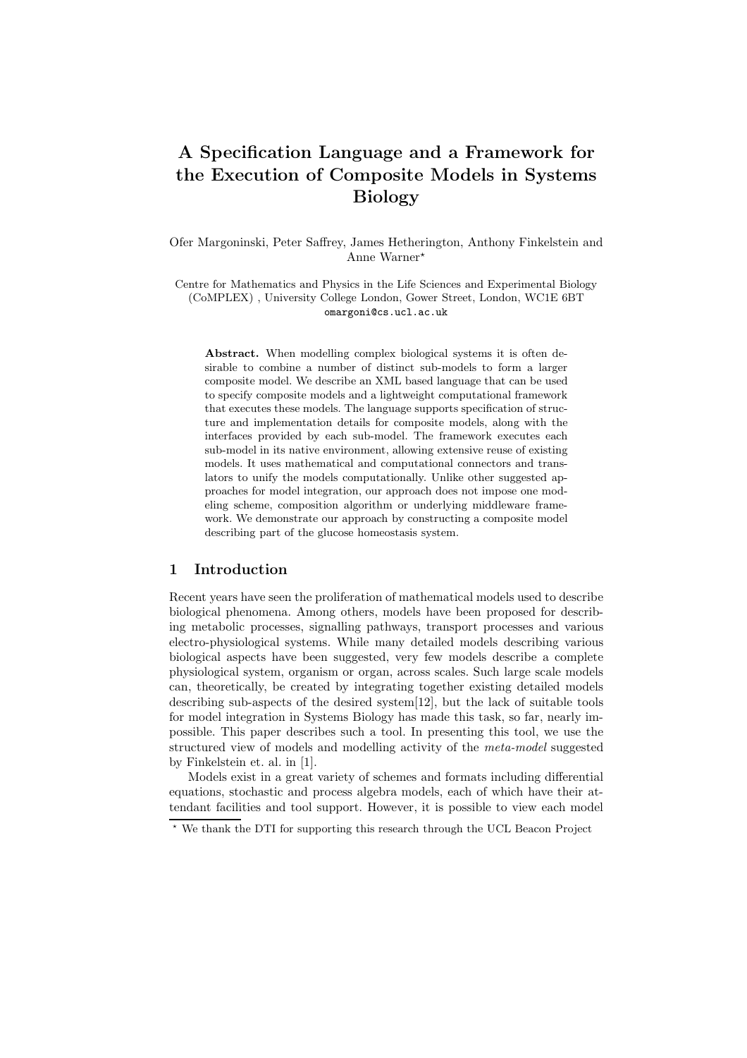# A Specification Language and a Framework for the Execution of Composite Models in Systems Biology

Ofer Margoninski, Peter Saffrey, James Hetherington, Anthony Finkelstein and Anne Warner*

Centre for Mathematics and Physics in the Life Sciences and Experimental Biology (CoMPLEX) , University College London, Gower Street, London, WC1E 6BT
omargoni@cs.ucl.ac.uk

**Abstract.** When modelling complex biological systems it is often desirable to combine a number of distinct sub-models to form a larger composite model. We describe an XML based language that can be used to specify composite models and a lightweight computational framework that executes these models. The language supports specification of structure and implementation details for composite models, along with the interfaces provided by each sub-model. The framework executes each sub-model in its native environment, allowing extensive reuse of existing models. It uses mathematical and computational connectors and translators to unify the models computationally. Unlike other suggested approaches for model integration, our approach does not impose one modeling scheme, composition algorithm or underlying middleware framework. We demonstrate our approach by constructing a composite model describing part of the glucose homeostasis system.

## 1 Introduction

Recent years have seen the proliferation of mathematical models used to describe biological phenomena. Among others, models have been proposed for describing metabolic processes, signalling pathways, transport processes and various electro-physiological systems. While many detailed models describing various biological aspects have been suggested, very few models describe a complete physiological system, organism or organ, across scales. Such large scale models can, theoretically, be created by integrating together existing detailed models describing sub-aspects of the desired system[12], but the lack of suitable tools for model integration in Systems Biology has made this task, so far, nearly impossible. This paper describes such a tool. In presenting this tool, we use the structured view of models and modelling activity of the *meta-model* suggested by Finkelstein et. al. in [1].

Models exist in a great variety of schemes and formats including differential equations, stochastic and process algebra models, each of which have their attendant facilities and tool support. However, it is possible to view each model

* We thank the DTI for supporting this research through the UCL Beacon Project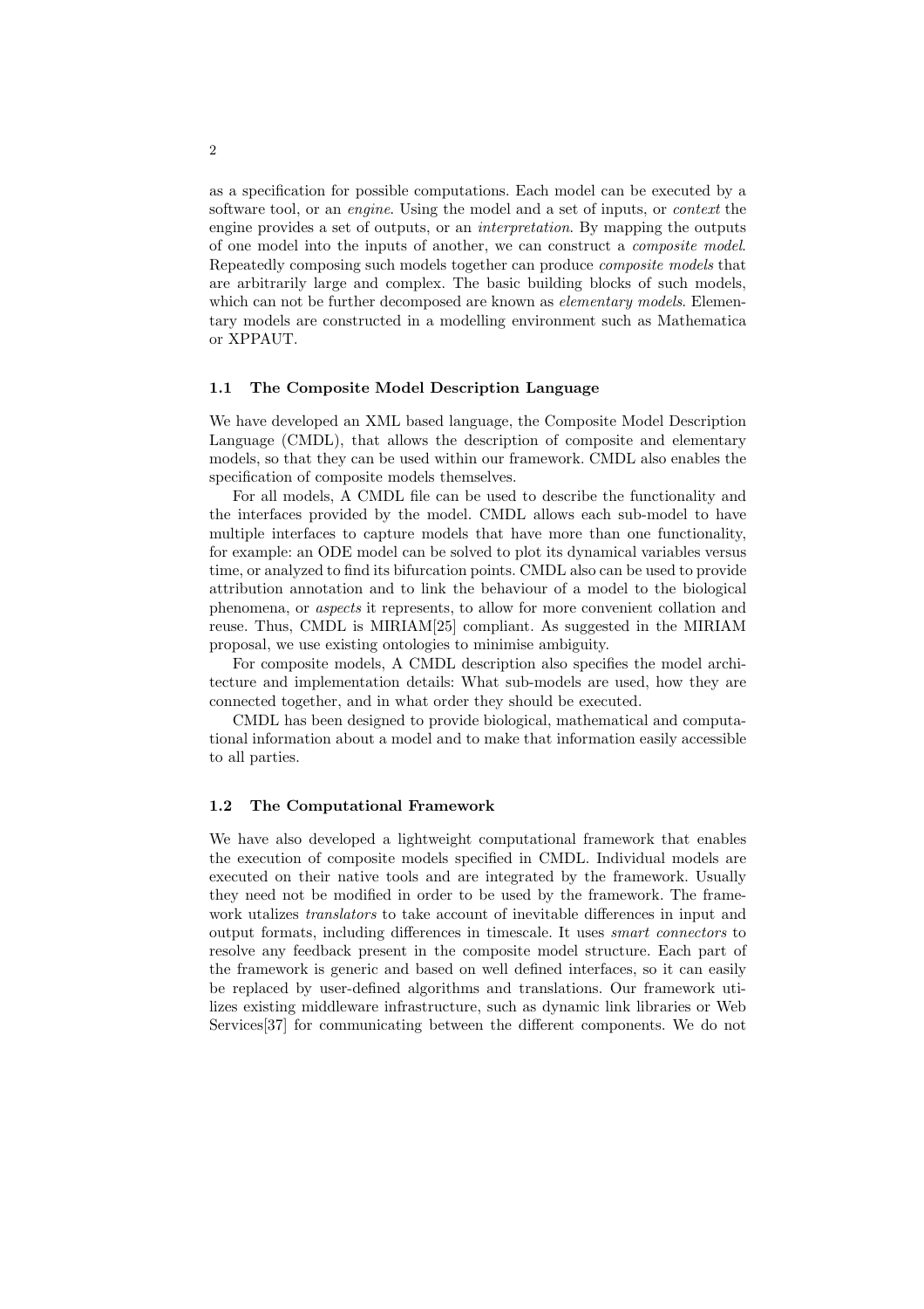as a specification for possible computations. Each model can be executed by a software tool, or an *engine*. Using the model and a set of inputs, or *context* the engine provides a set of outputs, or an *interpretation*. By mapping the outputs of one model into the inputs of another, we can construct a *composite model*. Repeatedly composing such models together can produce *composite models* that are arbitrarily large and complex. The basic building blocks of such models, which can not be further decomposed are known as *elementary models*. Elementary models are constructed in a modelling environment such as Mathematica or XPPAUT.

### 1.1 The Composite Model Description Language

We have developed an XML based language, the Composite Model Description Language (CMDL), that allows the description of composite and elementary models, so that they can be used within our framework. CMDL also enables the specification of composite models themselves.

For all models, A CMDL file can be used to describe the functionality and the interfaces provided by the model. CMDL allows each sub-model to have multiple interfaces to capture models that have more than one functionality, for example: an ODE model can be solved to plot its dynamical variables versus time, or analyzed to find its bifurcation points. CMDL also can be used to provide attribution annotation and to link the behaviour of a model to the biological phenomena, or *aspects* it represents, to allow for more convenient collation and reuse. Thus, CMDL is MIRIAM[25] compliant. As suggested in the MIRIAM proposal, we use existing ontologies to minimise ambiguity.

For composite models, A CMDL description also specifies the model architecture and implementation details: What sub-models are used, how they are connected together, and in what order they should be executed.

CMDL has been designed to provide biological, mathematical and computational information about a model and to make that information easily accessible to all parties.

### 1.2 The Computational Framework

We have also developed a lightweight computational framework that enables the execution of composite models specified in CMDL. Individual models are executed on their native tools and are integrated by the framework. Usually they need not be modified in order to be used by the framework. The framework utalizes *translators* to take account of inevitable differences in input and output formats, including differences in timescale. It uses *smart connectors* to resolve any feedback present in the composite model structure. Each part of the framework is generic and based on well defined interfaces, so it can easily be replaced by user-defined algorithms and translations. Our framework utilizes existing middleware infrastructure, such as dynamic link libraries or Web Services[37] for communicating between the different components. We do not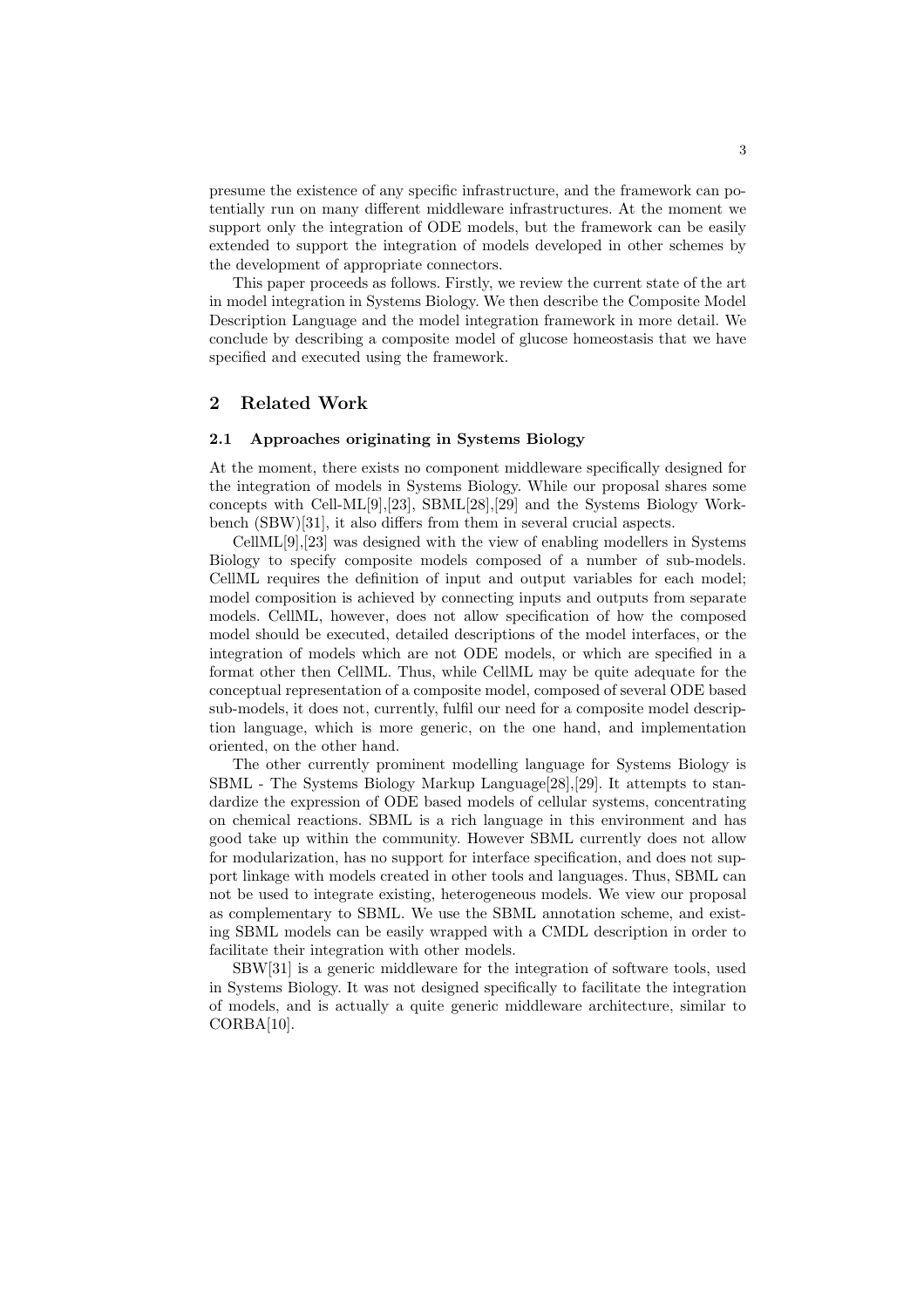presume the existence of any specific infrastructure, and the framework can potentially run on many different middleware infrastructures. At the moment we support only the integration of ODE models, but the framework can be easily extended to support the integration of models developed in other schemes by the development of appropriate connectors.

This paper proceeds as follows. Firstly, we review the current state of the art in model integration in Systems Biology. We then describe the Composite Model Description Language and the model integration framework in more detail. We conclude by describing a composite model of glucose homeostasis that we have specified and executed using the framework.

## 2 Related Work

### 2.1 Approaches originating in Systems Biology

At the moment, there exists no component middleware specifically designed for the integration of models in Systems Biology. While our proposal shares some concepts with Cell-ML[9],[23], SBML[28],[29] and the Systems Biology Workbench (SBW)[31], it also differs from them in several crucial aspects.

CellML[9],[23] was designed with the view of enabling modellers in Systems Biology to specify composite models composed of a number of sub-models. CellML requires the definition of input and output variables for each model; model composition is achieved by connecting inputs and outputs from separate models. CellML, however, does not allow specification of how the composed model should be executed, detailed descriptions of the model interfaces, or the integration of models which are not ODE models, or which are specified in a format other then CellML. Thus, while CellML may be quite adequate for the conceptual representation of a composite model, composed of several ODE based sub-models, it does not, currently, fulfil our need for a composite model description language, which is more generic, on the one hand, and implementation oriented, on the other hand.

The other currently prominent modelling language for Systems Biology is SBML - The Systems Biology Markup Language[28],[29]. It attempts to standardize the expression of ODE based models of cellular systems, concentrating on chemical reactions. SBML is a rich language in this environment and has good take up within the community. However SBML currently does not allow for modularization, has no support for interface specification, and does not support linkage with models created in other tools and languages. Thus, SBML can not be used to integrate existing, heterogeneous models. We view our proposal as complementary to SBML. We use the SBML annotation scheme, and existing SBML models can be easily wrapped with a CMDL description in order to facilitate their integration with other models.

SBW[31] is a generic middleware for the integration of software tools, used in Systems Biology. It was not designed specifically to facilitate the integration of models, and is actually a quite generic middleware architecture, similar to CORBA[10].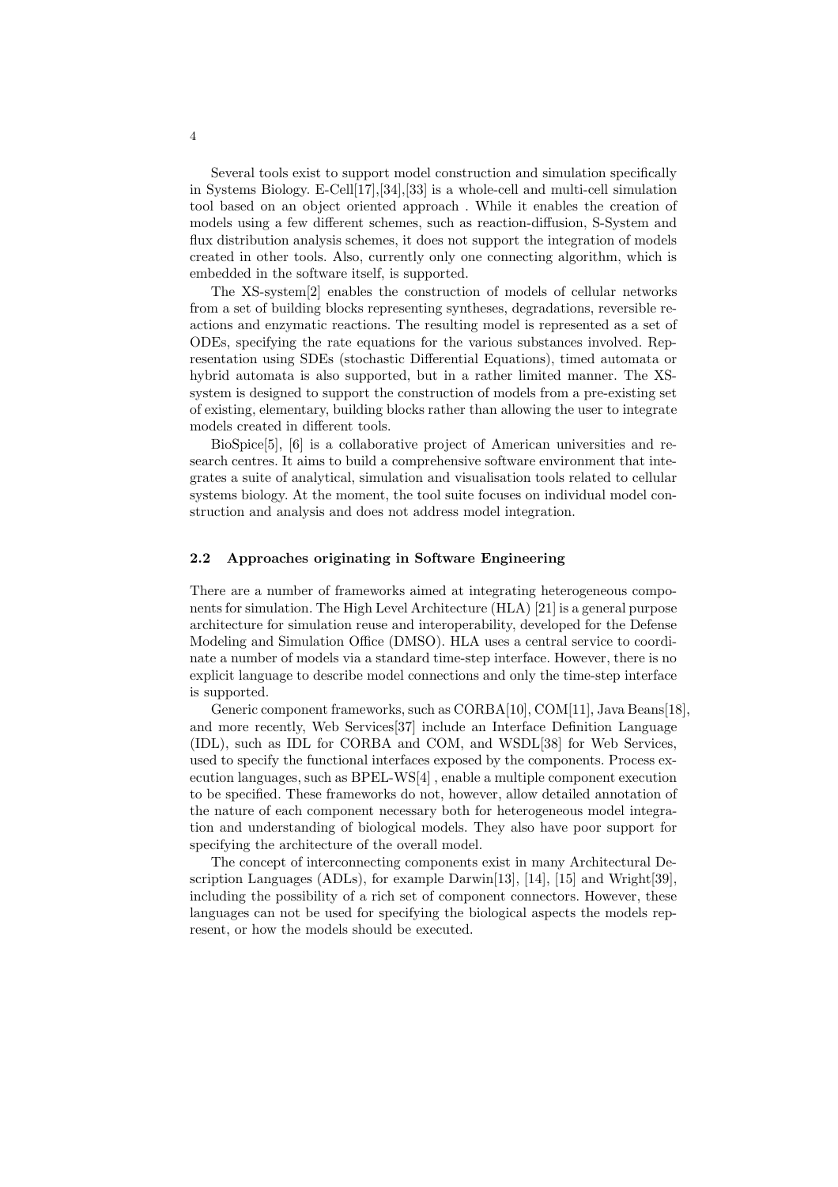Several tools exist to support model construction and simulation specifically in Systems Biology. E-Cell[17],[34],[33] is a whole-cell and multi-cell simulation tool based on an object oriented approach . While it enables the creation of models using a few different schemes, such as reaction-diffusion, S-System and flux distribution analysis schemes, it does not support the integration of models created in other tools. Also, currently only one connecting algorithm, which is embedded in the software itself, is supported.

The XS-system[2] enables the construction of models of cellular networks from a set of building blocks representing syntheses, degradations, reversible reactions and enzymatic reactions. The resulting model is represented as a set of ODEs, specifying the rate equations for the various substances involved. Representation using SDEs (stochastic Differential Equations), timed automata or hybrid automata is also supported, but in a rather limited manner. The XS-system is designed to support the construction of models from a pre-existing set of existing, elementary, building blocks rather than allowing the user to integrate models created in different tools.

BioSpice[5], [6] is a collaborative project of American universities and research centres. It aims to build a comprehensive software environment that integrates a suite of analytical, simulation and visualisation tools related to cellular systems biology. At the moment, the tool suite focuses on individual model construction and analysis and does not address model integration.

### 2.2 Approaches originating in Software Engineering

There are a number of frameworks aimed at integrating heterogeneous components for simulation. The High Level Architecture (HLA) [21] is a general purpose architecture for simulation reuse and interoperability, developed for the Defense Modeling and Simulation Office (DMSO). HLA uses a central service to coordinate a number of models via a standard time-step interface. However, there is no explicit language to describe model connections and only the time-step interface is supported.

Generic component frameworks, such as CORBA[10], COM[11], Java Beans[18], and more recently, Web Services[37] include an Interface Definition Language (IDL), such as IDL for CORBA and COM, and WSDL[38] for Web Services, used to specify the functional interfaces exposed by the components. Process execution languages, such as BPEL-WS[4] , enable a multiple component execution to be specified. These frameworks do not, however, allow detailed annotation of the nature of each component necessary both for heterogeneous model integration and understanding of biological models. They also have poor support for specifying the architecture of the overall model.

The concept of interconnecting components exist in many Architectural Description Languages (ADLs), for example Darwin[13], [14], [15] and Wright[39], including the possibility of a rich set of component connectors. However, these languages can not be used for specifying the biological aspects the models represent, or how the models should be executed.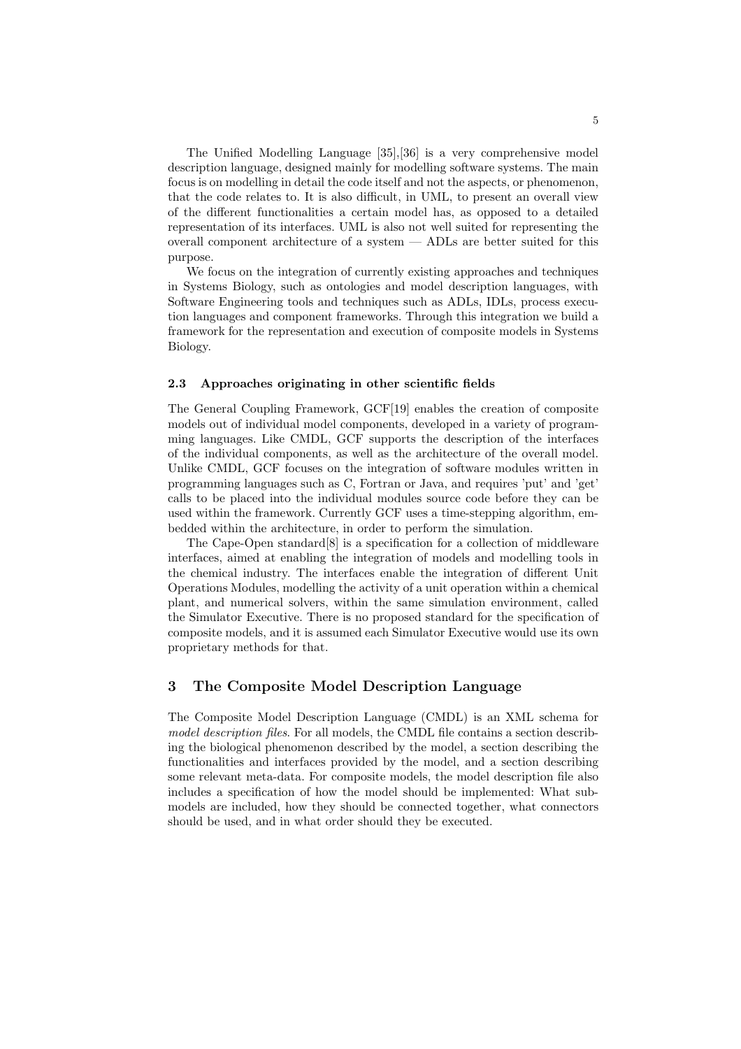The Unified Modelling Language [35],[36] is a very comprehensive model description language, designed mainly for modelling software systems. The main focus is on modelling in detail the code itself and not the aspects, or phenomenon, that the code relates to. It is also difficult, in UML, to present an overall view of the different functionalities a certain model has, as opposed to a detailed representation of its interfaces. UML is also not well suited for representing the overall component architecture of a system — ADLs are better suited for this purpose.

We focus on the integration of currently existing approaches and techniques in Systems Biology, such as ontologies and model description languages, with Software Engineering tools and techniques such as ADLs, IDLs, process execution languages and component frameworks. Through this integration we build a framework for the representation and execution of composite models in Systems Biology.

### 2.3 Approaches originating in other scientific fields

The General Coupling Framework, GCF[19] enables the creation of composite models out of individual model components, developed in a variety of programming languages. Like CMDL, GCF supports the description of the interfaces of the individual components, as well as the architecture of the overall model. Unlike CMDL, GCF focuses on the integration of software modules written in programming languages such as C, Fortran or Java, and requires 'put' and 'get' calls to be placed into the individual modules source code before they can be used within the framework. Currently GCF uses a time-stepping algorithm, embedded within the architecture, in order to perform the simulation.

The Cape-Open standard[8] is a specification for a collection of middleware interfaces, aimed at enabling the integration of models and modelling tools in the chemical industry. The interfaces enable the integration of different Unit Operations Modules, modelling the activity of a unit operation within a chemical plant, and numerical solvers, within the same simulation environment, called the Simulator Executive. There is no proposed standard for the specification of composite models, and it is assumed each Simulator Executive would use its own proprietary methods for that.

## 3 The Composite Model Description Language

The Composite Model Description Language (CMDL) is an XML schema for *model description files*. For all models, the CMDL file contains a section describing the biological phenomenon described by the model, a section describing the functionalities and interfaces provided by the model, and a section describing some relevant meta-data. For composite models, the model description file also includes a specification of how the model should be implemented: What submodels are included, how they should be connected together, what connectors should be used, and in what order should they be executed.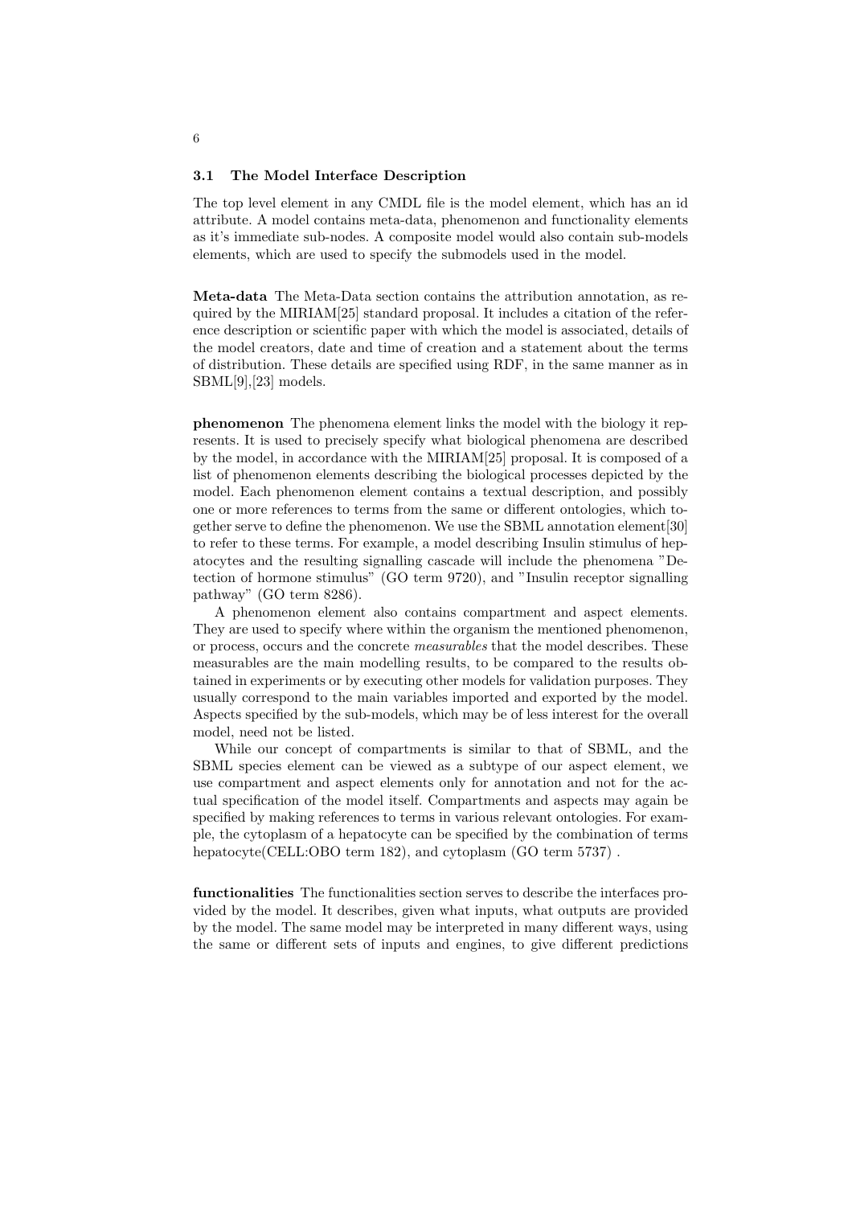### 3.1 The Model Interface Description

The top level element in any CMDL file is the model element, which has an id attribute. A model contains meta-data, phenomenon and functionality elements as it's immediate sub-nodes. A composite model would also contain sub-models elements, which are used to specify the submodels used in the model.

**Meta-data** The Meta-Data section contains the attribution annotation, as required by the MIRIAM[25] standard proposal. It includes a citation of the reference description or scientific paper with which the model is associated, details of the model creators, date and time of creation and a statement about the terms of distribution. These details are specified using RDF, in the same manner as in SBML[9],[23] models.

**phenomenon** The phenomena element links the model with the biology it represents. It is used to precisely specify what biological phenomena are described by the model, in accordance with the MIRIAM[25] proposal. It is composed of a list of phenomenon elements describing the biological processes depicted by the model. Each phenomenon element contains a textual description, and possibly one or more references to terms from the same or different ontologies, which together serve to define the phenomenon. We use the SBML annotation element[30] to refer to these terms. For example, a model describing Insulin stimulus of hepatocytes and the resulting signalling cascade will include the phenomena "Detection of hormone stimulus" (GO term 9720), and "Insulin receptor signalling pathway" (GO term 8286).

A phenomenon element also contains compartment and aspect elements. They are used to specify where within the organism the mentioned phenomenon, or process, occurs and the concrete *measurables* that the model describes. These measurables are the main modelling results, to be compared to the results obtained in experiments or by executing other models for validation purposes. They usually correspond to the main variables imported and exported by the model. Aspects specified by the sub-models, which may be of less interest for the overall model, need not be listed.

While our concept of compartments is similar to that of SBML, and the SBML species element can be viewed as a subtype of our aspect element, we use compartment and aspect elements only for annotation and not for the actual specification of the model itself. Compartments and aspects may again be specified by making references to terms in various relevant ontologies. For example, the cytoplasm of a hepatocyte can be specified by the combination of terms hepatocyte(CELL:OBO term 182), and cytoplasm (GO term 5737) .

**functionalities** The functionalities section serves to describe the interfaces provided by the model. It describes, given what inputs, what outputs are provided by the model. The same model may be interpreted in many different ways, using the same or different sets of inputs and engines, to give different predictions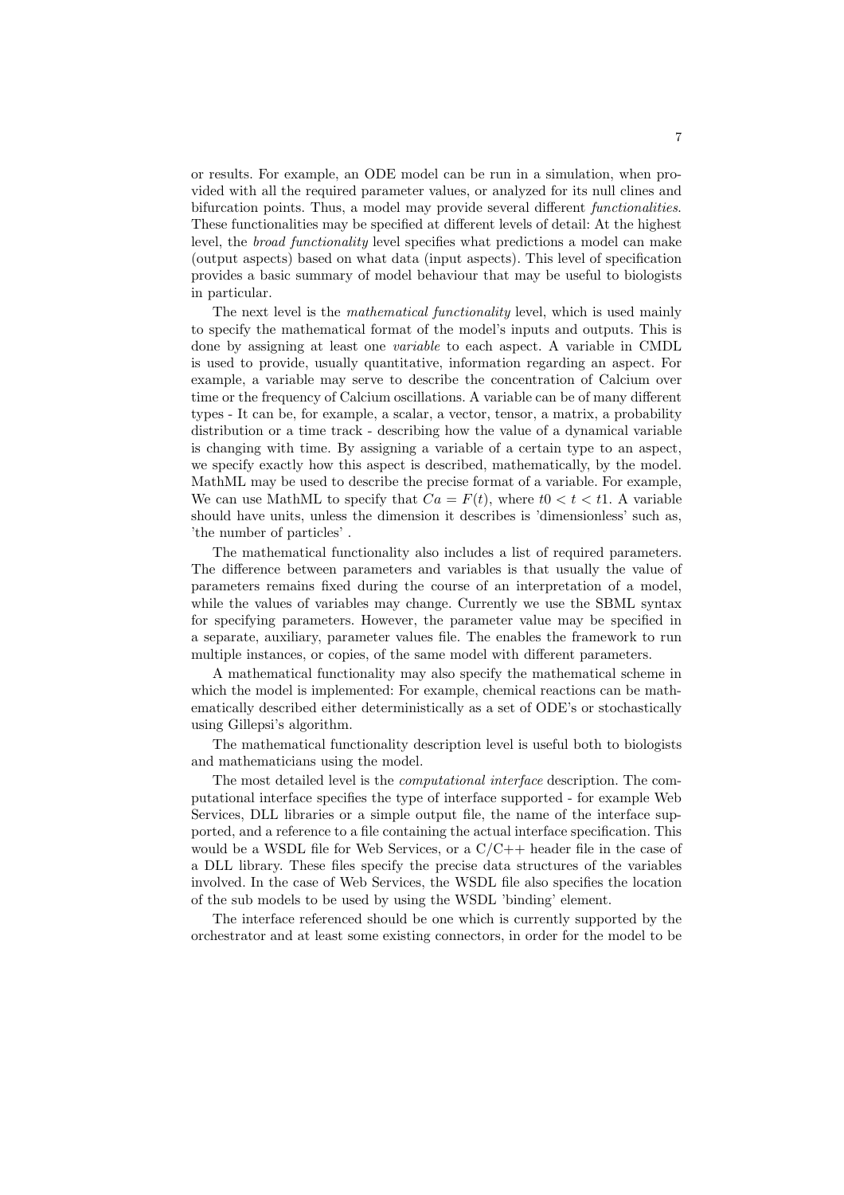or results. For example, an ODE model can be run in a simulation, when provided with all the required parameter values, or analyzed for its null clines and bifurcation points. Thus, a model may provide several different *functionalities*. These functionalities may be specified at different levels of detail: At the highest level, the *broad functionality* level specifies what predictions a model can make (output aspects) based on what data (input aspects). This level of specification provides a basic summary of model behaviour that may be useful to biologists in particular.

The next level is the *mathematical functionality* level, which is used mainly to specify the mathematical format of the model's inputs and outputs. This is done by assigning at least one *variable* to each aspect. A variable in CMDL is used to provide, usually quantitative, information regarding an aspect. For example, a variable may serve to describe the concentration of Calcium over time or the frequency of Calcium oscillations. A variable can be of many different types - It can be, for example, a scalar, a vector, tensor, a matrix, a probability distribution or a time track - describing how the value of a dynamical variable is changing with time. By assigning a variable of a certain type to an aspect, we specify exactly how this aspect is described, mathematically, by the model. MathML may be used to describe the precise format of a variable. For example, We can use MathML to specify that $Ca = F(t)$, where $t0 < t < t1$. A variable should have units, unless the dimension it describes is 'dimensionless' such as, 'the number of particles' .

The mathematical functionality also includes a list of required parameters. The difference between parameters and variables is that usually the value of parameters remains fixed during the course of an interpretation of a model, while the values of variables may change. Currently we use the SBML syntax for specifying parameters. However, the parameter value may be specified in a separate, auxiliary, parameter values file. The enables the framework to run multiple instances, or copies, of the same model with different parameters.

A mathematical functionality may also specify the mathematical scheme in which the model is implemented: For example, chemical reactions can be mathematically described either deterministically as a set of ODE's or stochastically using Gillepsi's algorithm.

The mathematical functionality description level is useful both to biologists and mathematicians using the model.

The most detailed level is the *computational interface* description. The computational interface specifies the type of interface supported - for example Web Services, DLL libraries or a simple output file, the name of the interface supported, and a reference to a file containing the actual interface specification. This would be a WSDL file for Web Services, or a C/C++ header file in the case of a DLL library. These files specify the precise data structures of the variables involved. In the case of Web Services, the WSDL file also specifies the location of the sub models to be used by using the WSDL 'binding' element.

The interface referenced should be one which is currently supported by the orchestrator and at least some existing connectors, in order for the model to be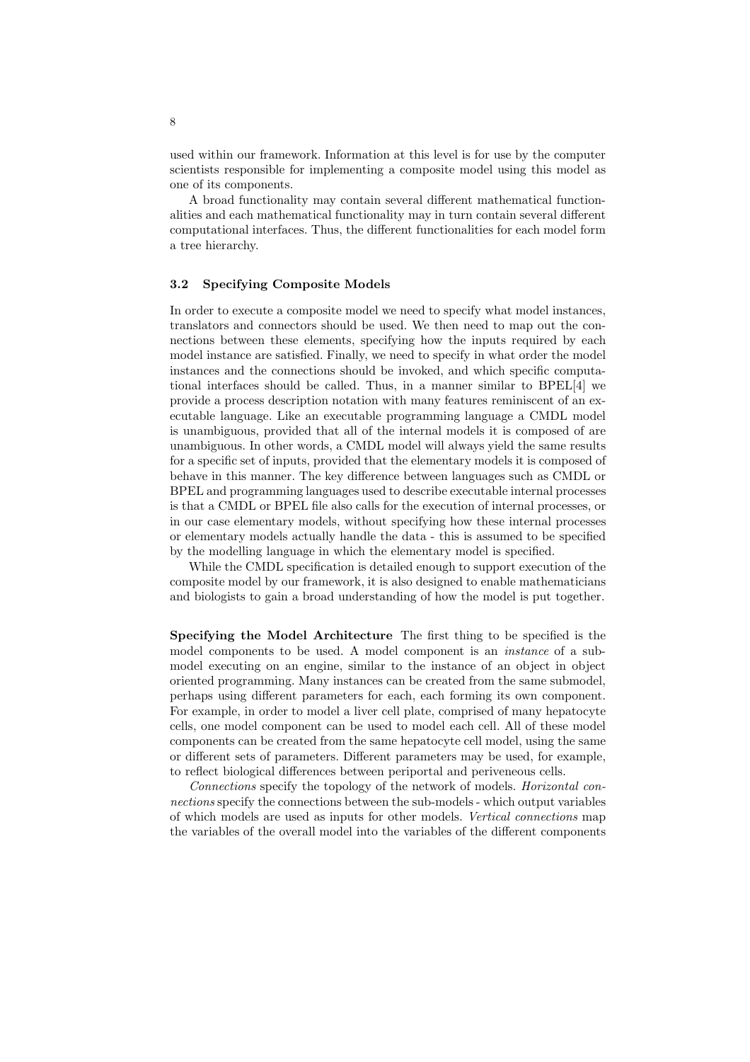used within our framework. Information at this level is for use by the computer scientists responsible for implementing a composite model using this model as one of its components.

A broad functionality may contain several different mathematical functionalities and each mathematical functionality may in turn contain several different computational interfaces. Thus, the different functionalities for each model form a tree hierarchy.

### 3.2 Specifying Composite Models

In order to execute a composite model we need to specify what model instances, translators and connectors should be used. We then need to map out the connections between these elements, specifying how the inputs required by each model instance are satisfied. Finally, we need to specify in what order the model instances and the connections should be invoked, and which specific computational interfaces should be called. Thus, in a manner similar to BPEL[4] we provide a process description notation with many features reminiscent of an executable language. Like an executable programming language a CMDL model is unambiguous, provided that all of the internal models it is composed of are unambiguous. In other words, a CMDL model will always yield the same results for a specific set of inputs, provided that the elementary models it is composed of behave in this manner. The key difference between languages such as CMDL or BPEL and programming languages used to describe executable internal processes is that a CMDL or BPEL file also calls for the execution of internal processes, or in our case elementary models, without specifying how these internal processes or elementary models actually handle the data - this is assumed to be specified by the modelling language in which the elementary model is specified.

While the CMDL specification is detailed enough to support execution of the composite model by our framework, it is also designed to enable mathematicians and biologists to gain a broad understanding of how the model is put together.

**Specifying the Model Architecture** The first thing to be specified is the model components to be used. A model component is an *instance* of a submodel executing on an engine, similar to the instance of an object in object oriented programming. Many instances can be created from the same submodel, perhaps using different parameters for each, each forming its own component. For example, in order to model a liver cell plate, comprised of many hepatocyte cells, one model component can be used to model each cell. All of these model components can be created from the same hepatocyte cell model, using the same or different sets of parameters. Different parameters may be used, for example, to reflect biological differences between periportal and periveneous cells.

*Connections* specify the topology of the network of models. *Horizontal connections* specify the connections between the sub-models - which output variables of which models are used as inputs for other models. *Vertical connections* map the variables of the overall model into the variables of the different components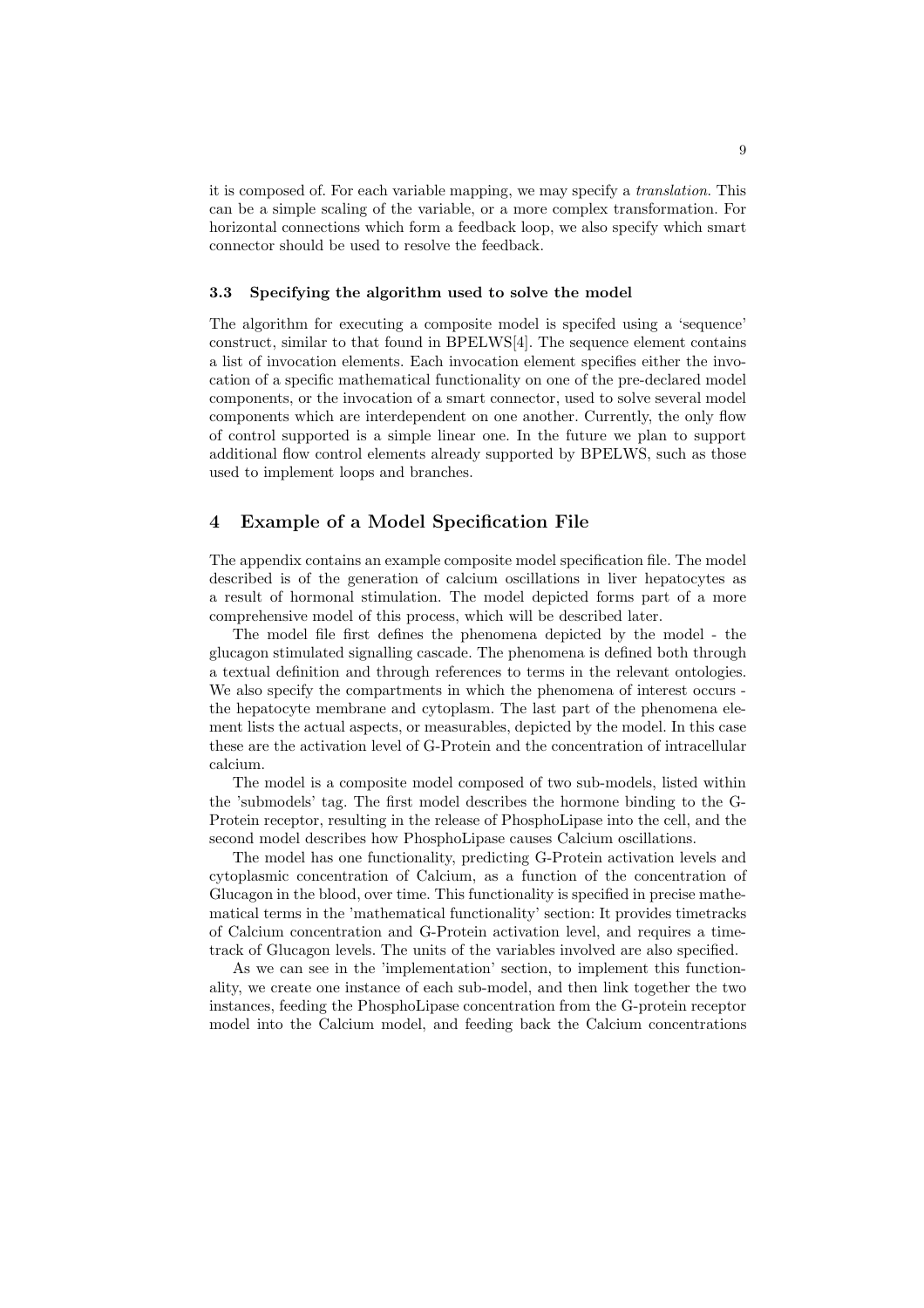it is composed of. For each variable mapping, we may specify a *translation*. This can be a simple scaling of the variable, or a more complex transformation. For horizontal connections which form a feedback loop, we also specify which smart connector should be used to resolve the feedback.

### 3.3 Specifying the algorithm used to solve the model

The algorithm for executing a composite model is specifed using a 'sequence' construct, similar to that found in BPELWS[4]. The sequence element contains a list of invocation elements. Each invocation element specifies either the invocation of a specific mathematical functionality on one of the pre-declared model components, or the invocation of a smart connector, used to solve several model components which are interdependent on one another. Currently, the only flow of control supported is a simple linear one. In the future we plan to support additional flow control elements already supported by BPELWS, such as those used to implement loops and branches.

## 4 Example of a Model Specification File

The appendix contains an example composite model specification file. The model described is of the generation of calcium oscillations in liver hepatocytes as a result of hormonal stimulation. The model depicted forms part of a more comprehensive model of this process, which will be described later.

The model file first defines the phenomena depicted by the model - the glucagon stimulated signalling cascade. The phenomena is defined both through a textual definition and through references to terms in the relevant ontologies. We also specify the compartments in which the phenomena of interest occurs - the hepatocyte membrane and cytoplasm. The last part of the phenomena element lists the actual aspects, or measurables, depicted by the model. In this case these are the activation level of G-Protein and the concentration of intracellular calcium.

The model is a composite model composed of two sub-models, listed within the 'submodels' tag. The first model describes the hormone binding to the G-Protein receptor, resulting in the release of PhosphoLipase into the cell, and the second model describes how PhosphoLipase causes Calcium oscillations.

The model has one functionality, predicting G-Protein activation levels and cytoplasmic concentration of Calcium, as a function of the concentration of Glucagon in the blood, over time. This functionality is specified in precise mathematical terms in the 'mathematical functionality' section: It provides timetracks of Calcium concentration and G-Protein activation level, and requires a timetrack of Glucagon levels. The units of the variables involved are also specified.

As we can see in the 'implementation' section, to implement this functionality, we create one instance of each sub-model, and then link together the two instances, feeding the PhosphoLipase concentration from the G-protein receptor model into the Calcium model, and feeding back the Calcium concentrations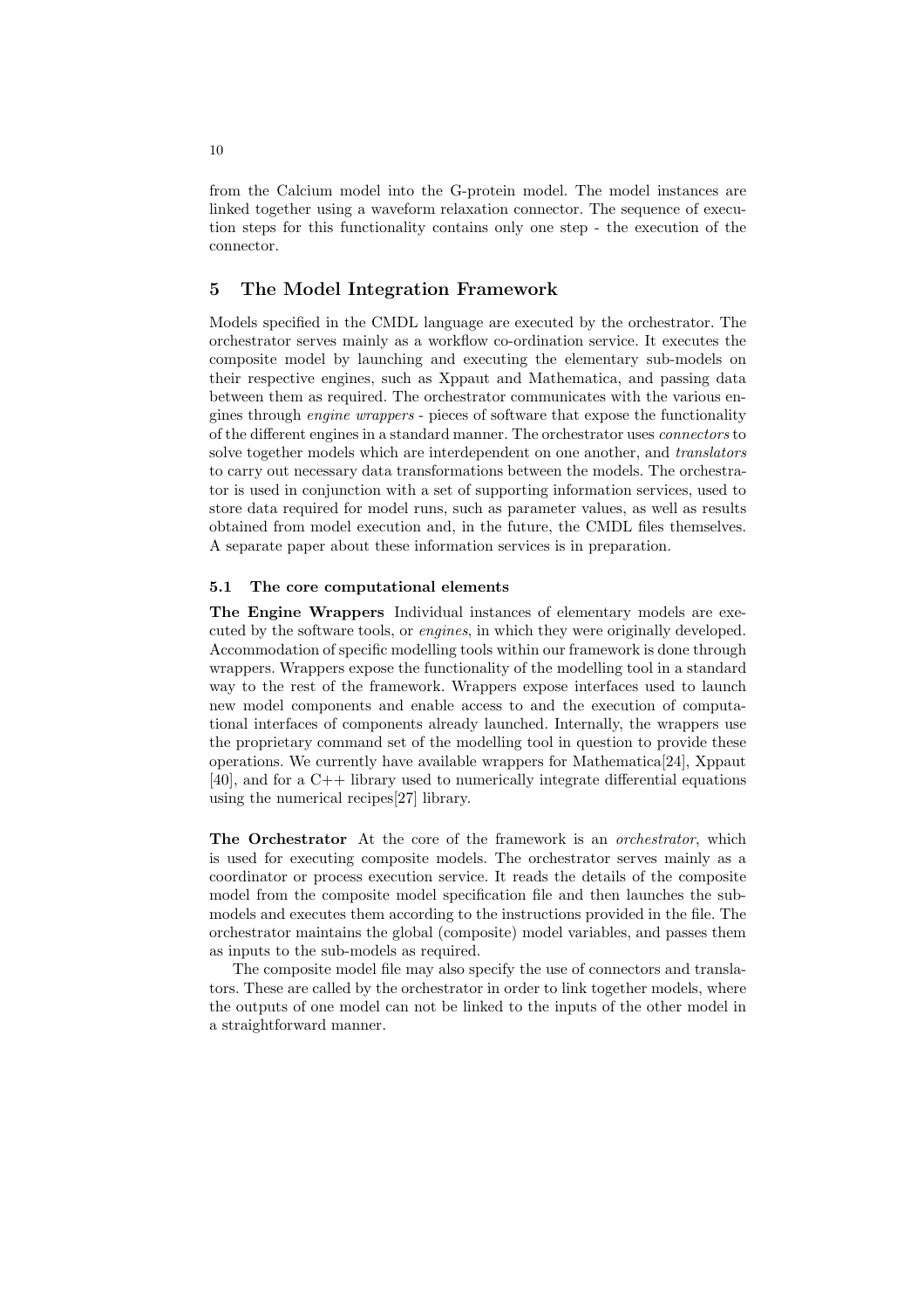from the Calcium model into the G-protein model. The model instances are linked together using a waveform relaxation connector. The sequence of execution steps for this functionality contains only one step - the execution of the connector.

## 5 The Model Integration Framework

Models specified in the CMDL language are executed by the orchestrator. The orchestrator serves mainly as a workflow co-ordination service. It executes the composite model by launching and executing the elementary sub-models on their respective engines, such as Xppaut and Mathematica, and passing data between them as required. The orchestrator communicates with the various engines through *engine wrappers* - pieces of software that expose the functionality of the different engines in a standard manner. The orchestrator uses *connectors* to solve together models which are interdependent on one another, and *translators* to carry out necessary data transformations between the models. The orchestrator is used in conjunction with a set of supporting information services, used to store data required for model runs, such as parameter values, as well as results obtained from model execution and, in the future, the CMDL files themselves. A separate paper about these information services is in preparation.

### 5.1 The core computational elements

**The Engine Wrappers** Individual instances of elementary models are executed by the software tools, or *engines*, in which they were originally developed. Accommodation of specific modelling tools within our framework is done through wrappers. Wrappers expose the functionality of the modelling tool in a standard way to the rest of the framework. Wrappers expose interfaces used to launch new model components and enable access to and the execution of computational interfaces of components already launched. Internally, the wrappers use the proprietary command set of the modelling tool in question to provide these operations. We currently have available wrappers for Mathematica[24], Xppaut [40], and for a C++ library used to numerically integrate differential equations using the numerical recipes[27] library.

**The Orchestrator** At the core of the framework is an *orchestrator*, which is used for executing composite models. The orchestrator serves mainly as a coordinator or process execution service. It reads the details of the composite model from the composite model specification file and then launches the submodels and executes them according to the instructions provided in the file. The orchestrator maintains the global (composite) model variables, and passes them as inputs to the sub-models as required.

The composite model file may also specify the use of connectors and translators. These are called by the orchestrator in order to link together models, where the outputs of one model can not be linked to the inputs of the other model in a straightforward manner.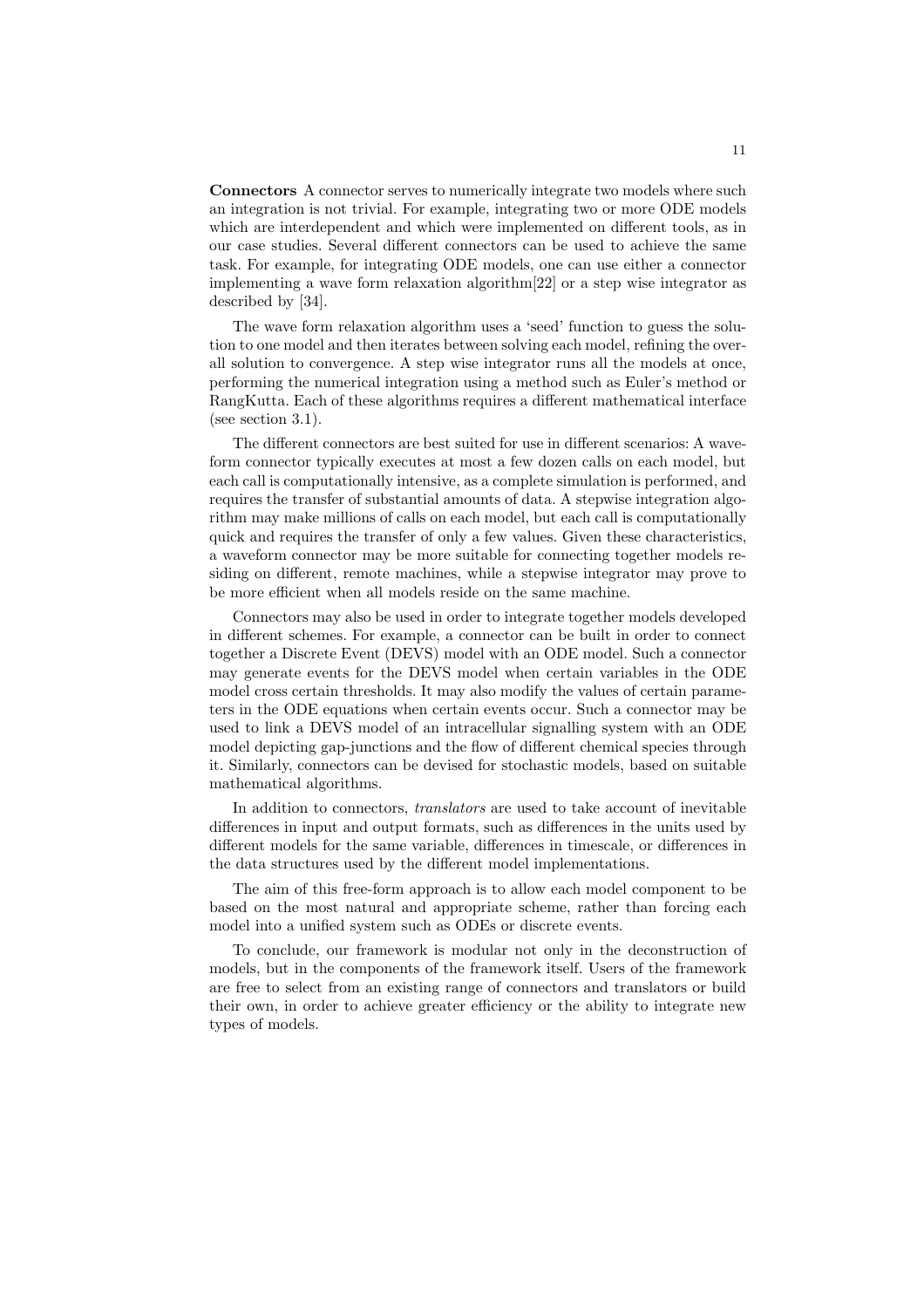**Connectors** A connector serves to numerically integrate two models where such an integration is not trivial. For example, integrating two or more ODE models which are interdependent and which were implemented on different tools, as in our case studies. Several different connectors can be used to achieve the same task. For example, for integrating ODE models, one can use either a connector implementing a wave form relaxation algorithm[22] or a step wise integrator as described by [34].

The wave form relaxation algorithm uses a 'seed' function to guess the solution to one model and then iterates between solving each model, refining the overall solution to convergence. A step wise integrator runs all the models at once, performing the numerical integration using a method such as Euler's method or RangKutta. Each of these algorithms requires a different mathematical interface (see section 3.1).

The different connectors are best suited for use in different scenarios: A waveform connector typically executes at most a few dozen calls on each model, but each call is computationally intensive, as a complete simulation is performed, and requires the transfer of substantial amounts of data. A stepwise integration algorithm may make millions of calls on each model, but each call is computationally quick and requires the transfer of only a few values. Given these characteristics, a waveform connector may be more suitable for connecting together models residing on different, remote machines, while a stepwise integrator may prove to be more efficient when all models reside on the same machine.

Connectors may also be used in order to integrate together models developed in different schemes. For example, a connector can be built in order to connect together a Discrete Event (DEVS) model with an ODE model. Such a connector may generate events for the DEVS model when certain variables in the ODE model cross certain thresholds. It may also modify the values of certain parameters in the ODE equations when certain events occur. Such a connector may be used to link a DEVS model of an intracellular signalling system with an ODE model depicting gap-junctions and the flow of different chemical species through it. Similarly, connectors can be devised for stochastic models, based on suitable mathematical algorithms.

In addition to connectors, *translators* are used to take account of inevitable differences in input and output formats, such as differences in the units used by different models for the same variable, differences in timescale, or differences in the data structures used by the different model implementations.

The aim of this free-form approach is to allow each model component to be based on the most natural and appropriate scheme, rather than forcing each model into a unified system such as ODEs or discrete events.

To conclude, our framework is modular not only in the deconstruction of models, but in the components of the framework itself. Users of the framework are free to select from an existing range of connectors and translators or build their own, in order to achieve greater efficiency or the ability to integrate new types of models.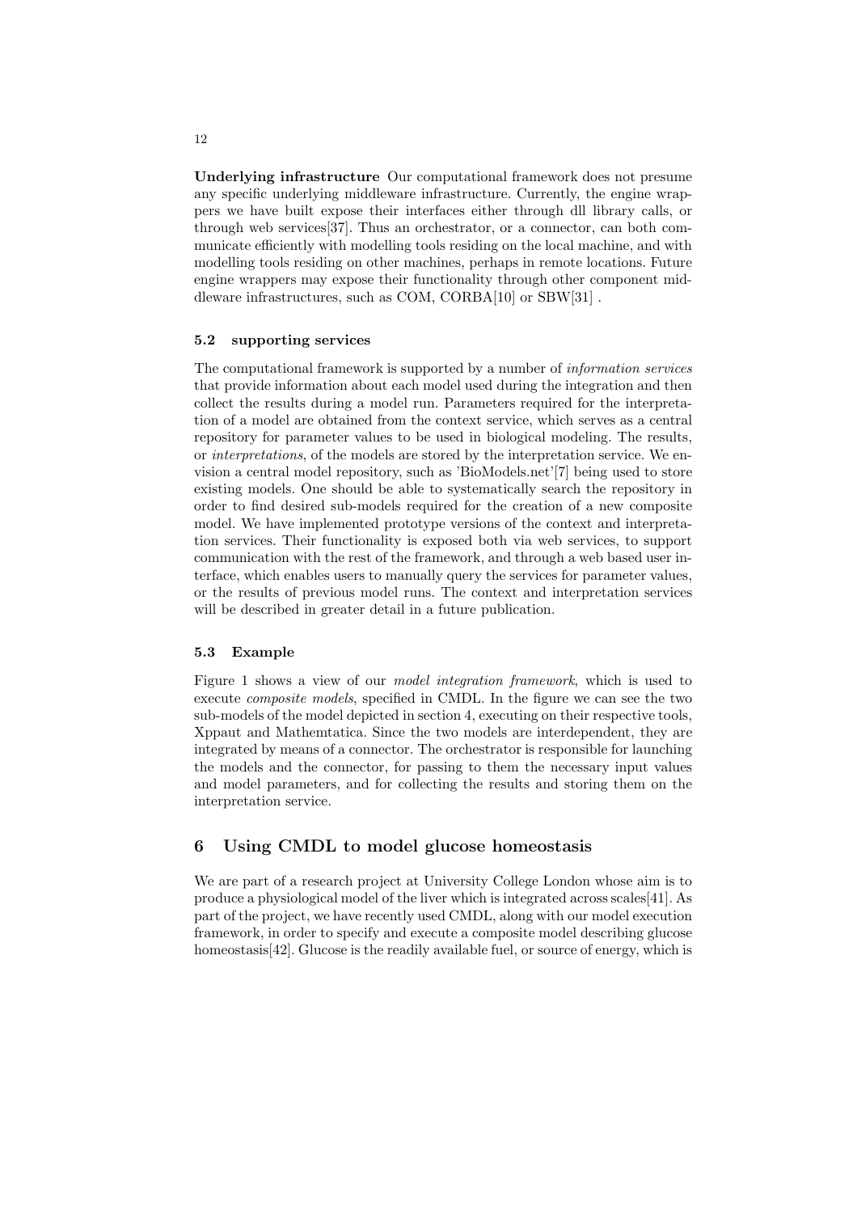**Underlying infrastructure** Our computational framework does not presume any specific underlying middleware infrastructure. Currently, the engine wrappers we have built expose their interfaces either through dll library calls, or through web services[37]. Thus an orchestrator, or a connector, can both communicate efficiently with modelling tools residing on the local machine, and with modelling tools residing on other machines, perhaps in remote locations. Future engine wrappers may expose their functionality through other component middleware infrastructures, such as COM, CORBA[10] or SBW[31] .

### 5.2 supporting services

The computational framework is supported by a number of *information services* that provide information about each model used during the integration and then collect the results during a model run. Parameters required for the interpretation of a model are obtained from the context service, which serves as a central repository for parameter values to be used in biological modeling. The results, or *interpretations*, of the models are stored by the interpretation service. We envision a central model repository, such as 'BioModels.net'[7] being used to store existing models. One should be able to systematically search the repository in order to find desired sub-models required for the creation of a new composite model. We have implemented prototype versions of the context and interpretation services. Their functionality is exposed both via web services, to support communication with the rest of the framework, and through a web based user interface, which enables users to manually query the services for parameter values, or the results of previous model runs. The context and interpretation services will be described in greater detail in a future publication.

### 5.3 Example

Figure 1 shows a view of our *model integration framework*, which is used to execute *composite models*, specified in CMDL. In the figure we can see the two sub-models of the model depicted in section 4, executing on their respective tools, Xppaut and Mathemtatica. Since the two models are interdependent, they are integrated by means of a connector. The orchestrator is responsible for launching the models and the connector, for passing to them the necessary input values and model parameters, and for collecting the results and storing them on the interpretation service.

## 6 Using CMDL to model glucose homeostasis

We are part of a research project at University College London whose aim is to produce a physiological model of the liver which is integrated across scales[41]. As part of the project, we have recently used CMDL, along with our model execution framework, in order to specify and execute a composite model describing glucose homeostasis[42]. Glucose is the readily available fuel, or source of energy, which is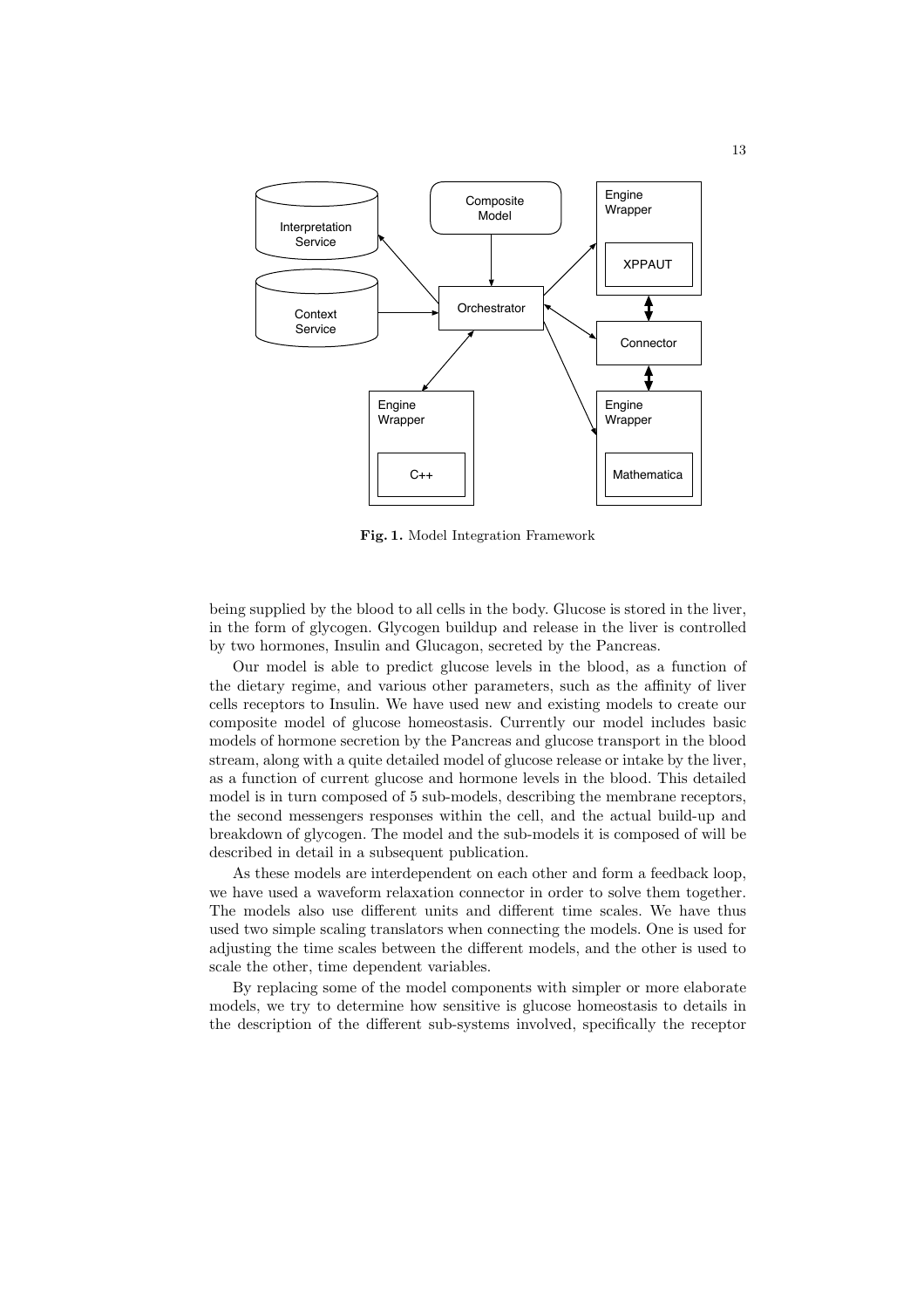Interpretation Service

Context Service

Composite Model

Orchestrator

Engine Wrapper

XPPAUT

Connector

Engine Wrapper

Mathematica

Engine Wrapper

C++

**Fig. 1.** Model Integration Framework

being supplied by the blood to all cells in the body. Glucose is stored in the liver, in the form of glycogen. Glycogen buildup and release in the liver is controlled by two hormones, Insulin and Glucagon, secreted by the Pancreas.

Our model is able to predict glucose levels in the blood, as a function of the dietary regime, and various other parameters, such as the affinity of liver cells receptors to Insulin. We have used new and existing models to create our composite model of glucose homeostasis. Currently our model includes basic models of hormone secretion by the Pancreas and glucose transport in the blood stream, along with a quite detailed model of glucose release or intake by the liver, as a function of current glucose and hormone levels in the blood. This detailed model is in turn composed of 5 sub-models, describing the membrane receptors, the second messengers responses within the cell, and the actual build-up and breakdown of glycogen. The model and the sub-models it is composed of will be described in detail in a subsequent publication.

As these models are interdependent on each other and form a feedback loop, we have used a waveform relaxation connector in order to solve them together. The models also use different units and different time scales. We have thus used two simple scaling translators when connecting the models. One is used for adjusting the time scales between the different models, and the other is used to scale the other, time dependent variables.

By replacing some of the model components with simpler or more elaborate models, we try to determine how sensitive is glucose homeostasis to details in the description of the different sub-systems involved, specifically the receptor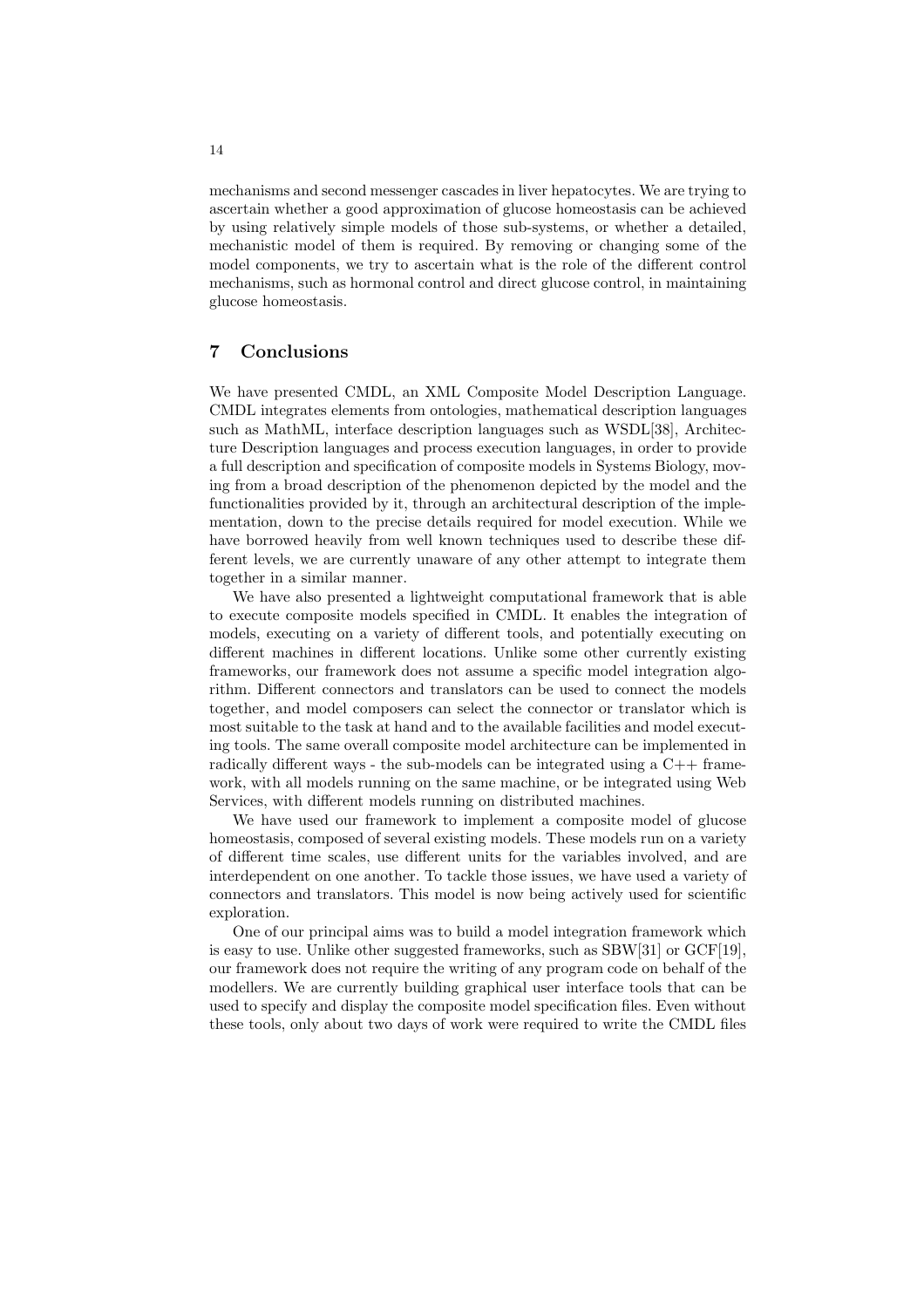mechanisms and second messenger cascades in liver hepatocytes. We are trying to ascertain whether a good approximation of glucose homeostasis can be achieved by using relatively simple models of those sub-systems, or whether a detailed, mechanistic model of them is required. By removing or changing some of the model components, we try to ascertain what is the role of the different control mechanisms, such as hormonal control and direct glucose control, in maintaining glucose homeostasis.

## 7 Conclusions

We have presented CMDL, an XML Composite Model Description Language. CMDL integrates elements from ontologies, mathematical description languages such as MathML, interface description languages such as WSDL[38], Architecture Description languages and process execution languages, in order to provide a full description and specification of composite models in Systems Biology, moving from a broad description of the phenomenon depicted by the model and the functionalities provided by it, through an architectural description of the implementation, down to the precise details required for model execution. While we have borrowed heavily from well known techniques used to describe these different levels, we are currently unaware of any other attempt to integrate them together in a similar manner.

We have also presented a lightweight computational framework that is able to execute composite models specified in CMDL. It enables the integration of models, executing on a variety of different tools, and potentially executing on different machines in different locations. Unlike some other currently existing frameworks, our framework does not assume a specific model integration algorithm. Different connectors and translators can be used to connect the models together, and model composers can select the connector or translator which is most suitable to the task at hand and to the available facilities and model executing tools. The same overall composite model architecture can be implemented in radically different ways - the sub-models can be integrated using a C++ framework, with all models running on the same machine, or be integrated using Web Services, with different models running on distributed machines.

We have used our framework to implement a composite model of glucose homeostasis, composed of several existing models. These models run on a variety of different time scales, use different units for the variables involved, and are interdependent on one another. To tackle those issues, we have used a variety of connectors and translators. This model is now being actively used for scientific exploration.

One of our principal aims was to build a model integration framework which is easy to use. Unlike other suggested frameworks, such as SBW[31] or GCF[19], our framework does not require the writing of any program code on behalf of the modellers. We are currently building graphical user interface tools that can be used to specify and display the composite model specification files. Even without these tools, only about two days of work were required to write the CMDL files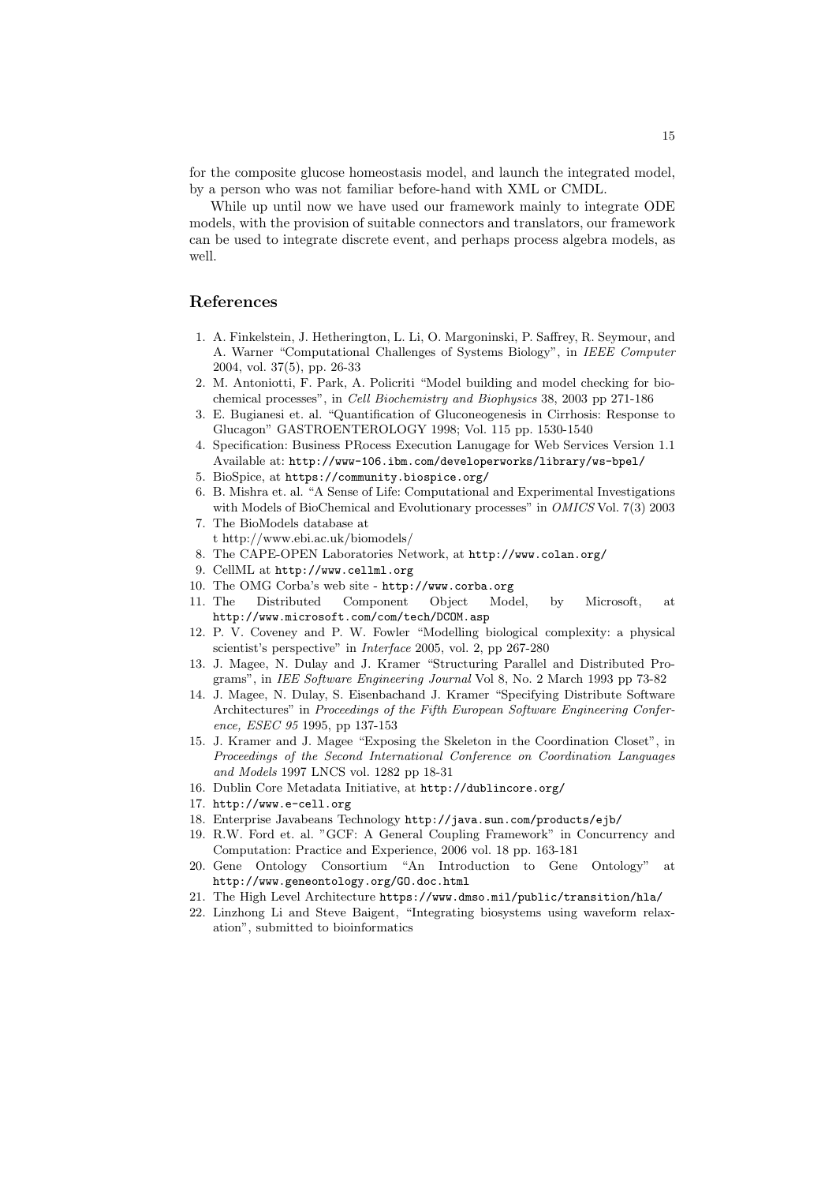for the composite glucose homeostasis model, and launch the integrated model, by a person who was not familiar before-hand with XML or CMDL.

While up until now we have used our framework mainly to integrate ODE models, with the provision of suitable connectors and translators, our framework can be used to integrate discrete event, and perhaps process algebra models, as well.

## References

1. A. Finkelstein, J. Hetherington, L. Li, O. Margoninski, P. Saffrey, R. Seymour, and A. Warner "Computational Challenges of Systems Biology", in *IEEE Computer* 2004, vol. 37(5), pp. 26-33
2. M. Antoniotti, F. Park, A. Policriti "Model building and model checking for biochemical processes", in *Cell Biochemistry and Biophysics* 38, 2003 pp 271-186
3. E. Bugianesi et. al. "Quantification of Gluconeogenesis in Cirrhosis: Response to Glucagon" GASTROENTEROLOGY 1998; Vol. 115 pp. 1530-1540
4. Specification: Business PRocess Execution Lanugage for Web Services Version 1.1 Available at: `http://www-106.ibm.com/developerworks/library/ws-bpel/`
5. BioSpice, at `https://community.biospice.org/`
6. B. Mishra et. al. "A Sense of Life: Computational and Experimental Investigations with Models of BioChemical and Evolutionary processes" in *OMICS* Vol. 7(3) 2003
7. The BioModels database at
   t http://www.ebi.ac.uk/biomodels/
8. The CAPE-OPEN Laboratories Network, at `http://www.colan.org/`
9. CellML at `http://www.cellml.org`
10. The OMG Corba's web site - `http://www.corba.org`
11. The Distributed Component Object Model, by Microsoft, at `http://www.microsoft.com/com/tech/DCOM.asp`
12. P. V. Coveney and P. W. Fowler "Modelling biological complexity: a physical scientist's perspective" in *Interface* 2005, vol. 2, pp 267-280
13. J. Magee, N. Dulay and J. Kramer "Structuring Parallel and Distributed Programs", in *IEE Software Engineering Journal* Vol 8, No. 2 March 1993 pp 73-82
14. J. Magee, N. Dulay, S. Eisenbachand J. Kramer "Specifying Distribute Software Architectures" in *Proceedings of the Fifth European Software Engineering Conference, ESEC 95* 1995, pp 137-153
15. J. Kramer and J. Magee "Exposing the Skeleton in the Coordination Closet", in *Proceedings of the Second International Conference on Coordination Languages and Models* 1997 LNCS vol. 1282 pp 18-31
16. Dublin Core Metadata Initiative, at `http://dublincore.org/`
17. `http://www.e-cell.org`
18. Enterprise Javabeans Technology `http://java.sun.com/products/ejb/`
19. R.W. Ford et. al. "GCF: A General Coupling Framework" in Concurrency and Computation: Practice and Experience, 2006 vol. 18 pp. 163-181
20. Gene Ontology Consortium "An Introduction to Gene Ontology" at `http://www.geneontology.org/GO.doc.html`
21. The High Level Architecture `https://www.dmso.mil/public/transition/hla/`
22. Linzhong Li and Steve Baigent, "Integrating biosystems using waveform relaxation", submitted to bioinformatics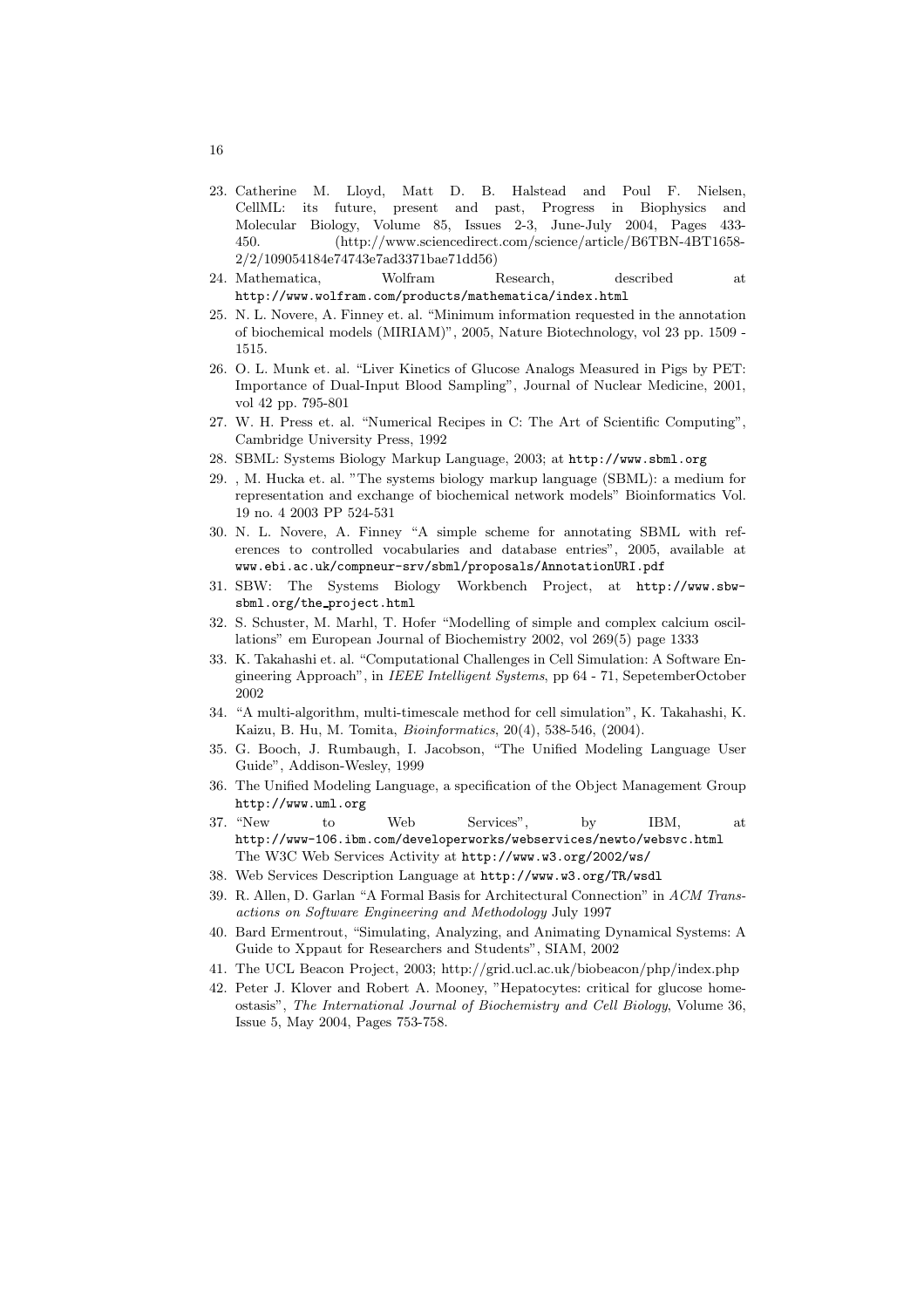23. Catherine M. Lloyd, Matt D. B. Halstead and Poul F. Nielsen, CellML: its future, present and past, Progress in Biophysics and Molecular Biology, Volume 85, Issues 2-3, June-July 2004, Pages 433-450. (http://www.sciencedirect.com/science/article/B6TBN-4BT1658-2/2/109054184e74743e7ad3371bae71dd56)
24. Mathematica, Wolfram Research, described at http://www.wolfram.com/products/mathematica/index.html
25. N. L. Novere, A. Finney et. al. "Minimum information requested in the annotation of biochemical models (MIRIAM)", 2005, Nature Biotechnology, vol 23 pp. 1509 - 1515.
26. O. L. Munk et. al. "Liver Kinetics of Glucose Analogs Measured in Pigs by PET: Importance of Dual-Input Blood Sampling", Journal of Nuclear Medicine, 2001, vol 42 pp. 795-801
27. W. H. Press et. al. "Numerical Recipes in C: The Art of Scientific Computing", Cambridge University Press, 1992
28. SBML: Systems Biology Markup Language, 2003; at http://www.sbml.org
29. , M. Hucka et. al. "The systems biology markup language (SBML): a medium for representation and exchange of biochemical network models" Bioinformatics Vol. 19 no. 4 2003 PP 524-531
30. N. L. Novere, A. Finney "A simple scheme for annotating SBML with references to controlled vocabularies and database entries", 2005, available at www.ebi.ac.uk/compneur-srv/sbml/proposals/AnnotationURI.pdf
31. SBW: The Systems Biology Workbench Project, at http://www.sbw-sbml.org/the_project.html
32. S. Schuster, M. Marhl, T. Hofer "Modelling of simple and complex calcium oscillations" em European Journal of Biochemistry 2002, vol 269(5) page 1333
33. K. Takahashi et. al. "Computational Challenges in Cell Simulation: A Software Engineering Approach", in *IEEE Intelligent Systems*, pp 64 - 71, SepetemberOctober 2002
34. "A multi-algorithm, multi-timescale method for cell simulation", K. Takahashi, K. Kaizu, B. Hu, M. Tomita, *Bioinformatics*, 20(4), 538-546, (2004).
35. G. Booch, J. Rumbaugh, I. Jacobson, "The Unified Modeling Language User Guide", Addison-Wesley, 1999
36. The Unified Modeling Language, a specification of the Object Management Group http://www.uml.org
37. "New to Web Services", by IBM, at http://www-106.ibm.com/developerworks/webservices/newto/websvc.html The W3C Web Services Activity at http://www.w3.org/2002/ws/
38. Web Services Description Language at http://www.w3.org/TR/wsdl
39. R. Allen, D. Garlan "A Formal Basis for Architectural Connection" in *ACM Transactions on Software Engineering and Methodology* July 1997
40. Bard Ermentrout, "Simulating, Analyzing, and Animating Dynamical Systems: A Guide to Xppaut for Researchers and Students", SIAM, 2002
41. The UCL Beacon Project, 2003; http://grid.ucl.ac.uk/biobeacon/php/index.php
42. Peter J. Klover and Robert A. Mooney, "Hepatocytes: critical for glucose homeostasis", *The International Journal of Biochemistry and Cell Biology*, Volume 36, Issue 5, May 2004, Pages 753-758.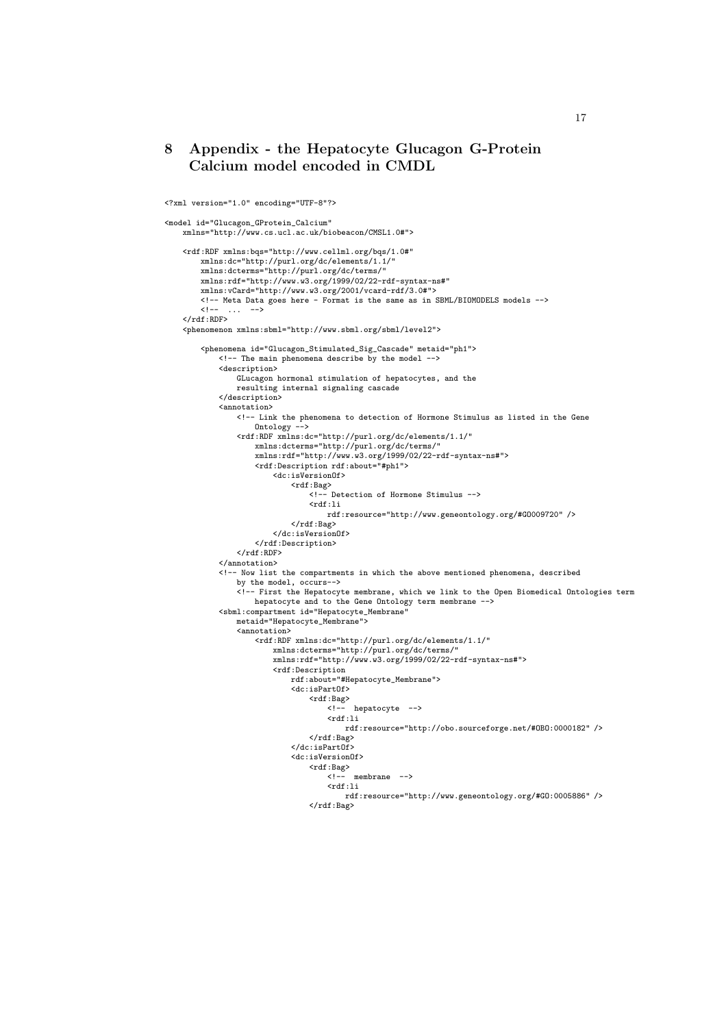# 8 Appendix - the Hepatocyte Glucagon G-Protein Calcium model encoded in CMDL

```
<?xml version="1.0" encoding="UTF-8"?>

<model id="Glucagon_GProtein_Calcium"
    xmlns="http://www.cs.ucl.ac.uk/biobeacon/CMSL1.0#">

    <rdf:RDF xmlns:bqs="http://www.cellml.org/bqs/1.0#"
        xmlns:dc="http://purl.org/dc/elements/1.1/"
        xmlns:dcterms="http://purl.org/dc/terms/"
        xmlns:rdf="http://www.w3.org/1999/02/22-rdf-syntax-ns#"
        xmlns:vCard="http://www.w3.org/2001/vcard-rdf/3.0#">
        <!-- Meta Data goes here - Format is the same as in SBML/BIOMODELS models -->
        <!--  ...  -->
    </rdf:RDF>
    <phenomenon xmlns:sbml="http://www.sbml.org/sbml/level2">

        <phenomena id="Glucagon_Stimulated_Sig_Cascade" metaid="ph1">
            <!-- The main phenomena describe by the model -->
            <description>
                GLucagon hormonal stimulation of hepatocytes, and the
                resulting internal signaling cascade
            </description>
            <annotation>
                <!-- Link the phenomena to detection of Hormone Stimulus as listed in the Gene
                    Ontology -->
                <rdf:RDF xmlns:dc="http://purl.org/dc/elements/1.1/"
                    xmlns:dcterms="http://purl.org/dc/terms/"
                    xmlns:rdf="http://www.w3.org/1999/02/22-rdf-syntax-ns#">
                    <rdf:Description rdf:about="#ph1">
                        <dc:isVersionOf>
                            <rdf:Bag>
                                <!-- Detection of Hormone Stimulus -->
                                <rdf:li
                                    rdf:resource="http://www.geneontology.org/#GO009720" />
                            </rdf:Bag>
                        </dc:isVersionOf>
                    </rdf:Description>
                </rdf:RDF>
            </annotation>
            <!-- Now list the compartments in which the above mentioned phenomena, described
                by the model, occurs-->
                <!-- First the Hepatocyte membrane, which we link to the Open Biomedical Ontologies term
                    hepatocyte and to the Gene Ontology term membrane -->
            <sbml:compartment id="Hepatocyte_Membrane"
                metaid="Hepatocyte_Membrane">
                <annotation>
                    <rdf:RDF xmlns:dc="http://purl.org/dc/elements/1.1/"
                        xmlns:dcterms="http://purl.org/dc/terms/"
                        xmlns:rdf="http://www.w3.org/1999/02/22-rdf-syntax-ns#">
                        <rdf:Description
                            rdf:about="#Hepatocyte_Membrane">
                            <dc:isPartOf>
                                <rdf:Bag>
                                    <!--  hepatocyte  -->
                                    <rdf:li
                                        rdf:resource="http://obo.sourceforge.net/#OBO:0000182" />
                                </rdf:Bag>
                            </dc:isPartOf>
                            <dc:isVersionOf>
                                <rdf:Bag>
                                    <!--  membrane  -->
                                    <rdf:li
                                        rdf:resource="http://www.geneontology.org/#GO:0005886" />
                                </rdf:Bag>
```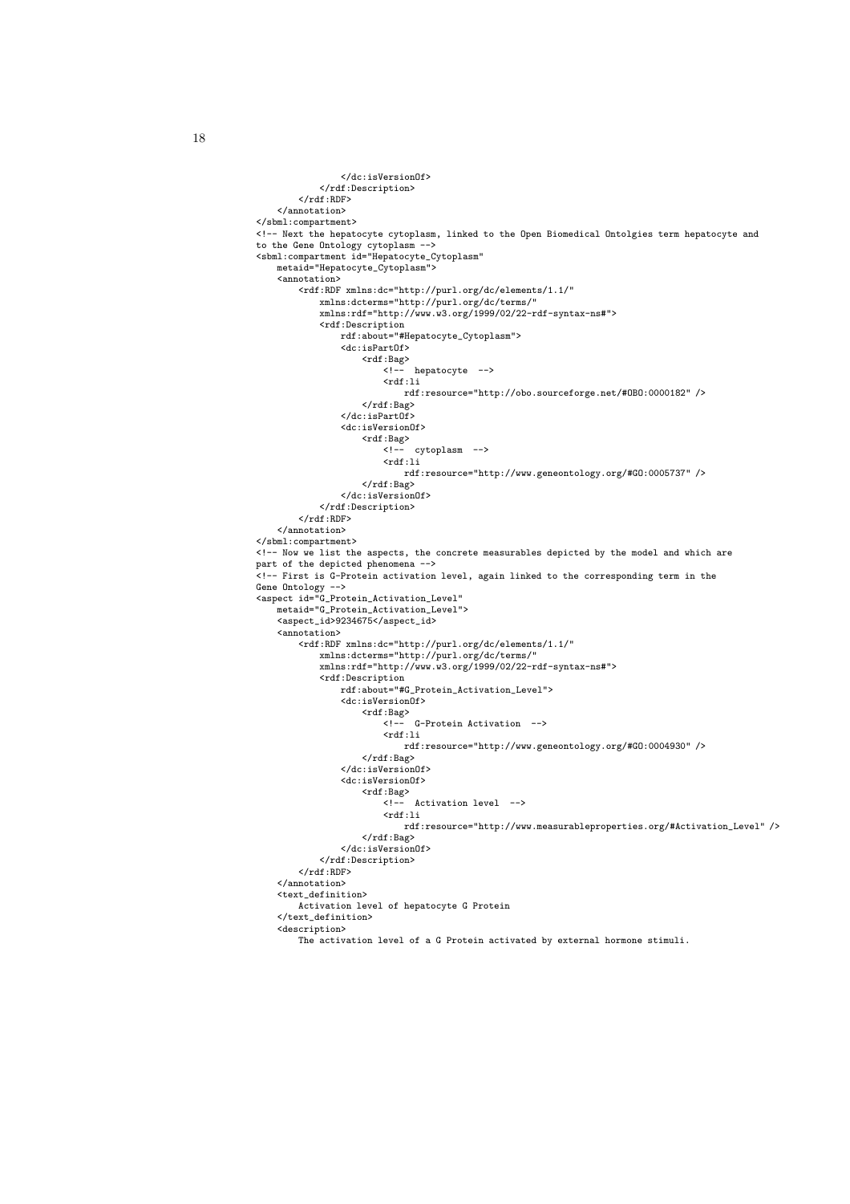```
                </dc:isVersionOf>
            </rdf:Description>
        </rdf:RDF>
    </annotation>
</sbml:compartment>
<!-- Next the hepatocyte cytoplasm, linked to the Open Biomedical Ontolgies term hepatocyte and
to the Gene Ontology cytoplasm -->
<sbml:compartment id="Hepatocyte_Cytoplasm"
    metaid="Hepatocyte_Cytoplasm">
    <annotation>
        <rdf:RDF xmlns:dc="http://purl.org/dc/elements/1.1/"
            xmlns:dcterms="http://purl.org/dc/terms/"
            xmlns:rdf="http://www.w3.org/1999/02/22-rdf-syntax-ns#">
            <rdf:Description
                rdf:about="#Hepatocyte_Cytoplasm">
                <dc:isPartOf>
                    <rdf:Bag>
                        <!--  hepatocyte  -->
                        <rdf:li
                            rdf:resource="http://obo.sourceforge.net/#OBO:0000182" />
                    </rdf:Bag>
                </dc:isPartOf>
                <dc:isVersionOf>
                    <rdf:Bag>
                        <!--  cytoplasm  -->
                        <rdf:li
                            rdf:resource="http://www.geneontology.org/#GO:0005737" />
                    </rdf:Bag>
                </dc:isVersionOf>
            </rdf:Description>
        </rdf:RDF>
    </annotation>
</sbml:compartment>
<!-- Now we list the aspects, the concrete measurables depicted by the model and which are
part of the depicted phenomena -->
<!-- First is G-Protein activation level, again linked to the corresponding term in the
Gene Ontology -->
<aspect id="G_Protein_Activation_Level"
    metaid="G_Protein_Activation_Level">
    <aspect_id>9234675</aspect_id>
    <annotation>
        <rdf:RDF xmlns:dc="http://purl.org/dc/elements/1.1/"
            xmlns:dcterms="http://purl.org/dc/terms/"
            xmlns:rdf="http://www.w3.org/1999/02/22-rdf-syntax-ns#">
            <rdf:Description
                rdf:about="#G_Protein_Activation_Level">
                <dc:isVersionOf>
                    <rdf:Bag>
                        <!--  G-Protein Activation  -->
                        <rdf:li
                            rdf:resource="http://www.geneontology.org/#GO:0004930" />
                    </rdf:Bag>
                </dc:isVersionOf>
                <dc:isVersionOf>
                    <rdf:Bag>
                        <!--  Activation level  -->
                        <rdf:li
                            rdf:resource="http://www.measurableproperties.org/#Activation_Level" />
                    </rdf:Bag>
                </dc:isVersionOf>
            </rdf:Description>
        </rdf:RDF>
    </annotation>
    <text_definition>
        Activation level of hepatocyte G Protein
    </text_definition>
    <description>
        The activation level of a G Protein activated by external hormone stimuli.
```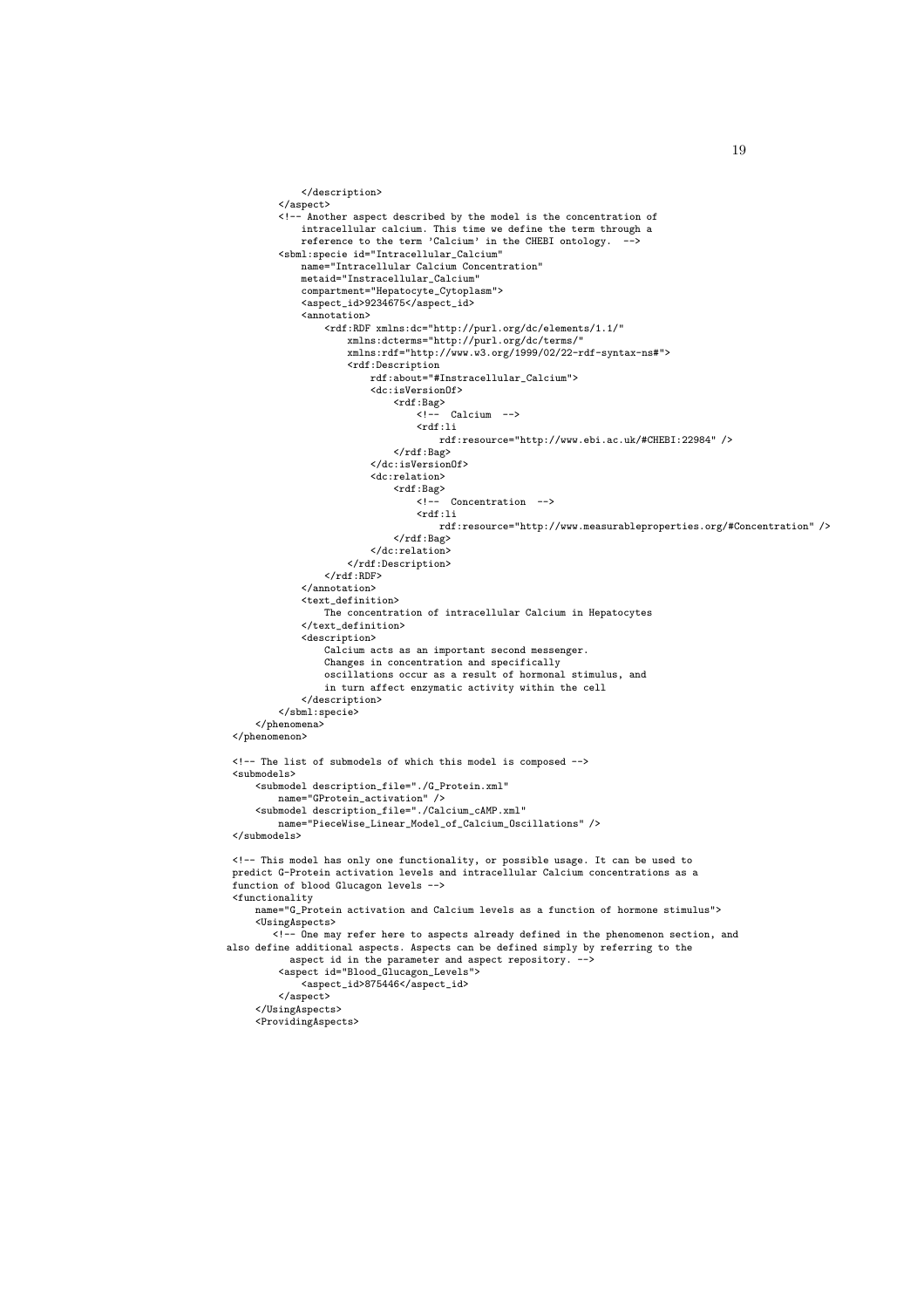```
            </description>
        </aspect>
        <!-- Another aspect described by the model is the concentration of
            intracellular calcium. This time we define the term through a
            reference to the term 'Calcium' in the CHEBI ontology.  -->
        <sbml:specie id="Intracellular_Calcium"
            name="Intracellular Calcium Concentration"
            metaid="Instracellular_Calcium"
            compartment="Hepatocyte_Cytoplasm">
            <aspect_id>9234675</aspect_id>
            <annotation>
                <rdf:RDF xmlns:dc="http://purl.org/dc/elements/1.1/"
                    xmlns:dcterms="http://purl.org/dc/terms/"
                    xmlns:rdf="http://www.w3.org/1999/02/22-rdf-syntax-ns#">
                    <rdf:Description
                        rdf:about="#Instracellular_Calcium">
                        <dc:isVersionOf>
                            <rdf:Bag>
                                <!--  Calcium  -->
                                <rdf:li
                                    rdf:resource="http://www.ebi.ac.uk/#CHEBI:22984" />
                            </rdf:Bag>
                        </dc:isVersionOf>
                        <dc:relation>
                            <rdf:Bag>
                                <!--  Concentration  -->
                                <rdf:li
                                    rdf:resource="http://www.measurableproperties.org/#Concentration" />
                            </rdf:Bag>
                        </dc:relation>
                    </rdf:Description>
                </rdf:RDF>
            </annotation>
            <text_definition>
                The concentration of intracellular Calcium in Hepatocytes
            </text_definition>
            <description>
                Calcium acts as an important second messenger.
                Changes in concentration and specifically
                oscillations occur as a result of hormonal stimulus, and
                in turn affect enzymatic activity within the cell
            </description>
        </sbml:specie>
    </phenomena>
</phenomenon>

<!-- The list of submodels of which this model is composed -->
<submodels>
    <submodel description_file="./G_Protein.xml"
        name="GProtein_activation" />
    <submodel description_file="./Calcium_cAMP.xml"
        name="PieceWise_Linear_Model_of_Calcium_Oscillations" />
</submodels>

<!-- This model has only one functionality, or possible usage. It can be used to
predict G-Protein activation levels and intracellular Calcium concentrations as a
function of blood Glucagon levels -->
<functionality
    name="G_Protein activation and Calcium levels as a function of hormone stimulus">
    <UsingAspects>
       <!-- One may refer here to aspects already defined in the phenomenon section, and
also define additional aspects. Aspects can be defined simply by referring to the
          aspect id in the parameter and aspect repository. -->
        <aspect id="Blood_Glucagon_Levels">
            <aspect_id>875446</aspect_id>
        </aspect>
    </UsingAspects>
    <ProvidingAspects>
```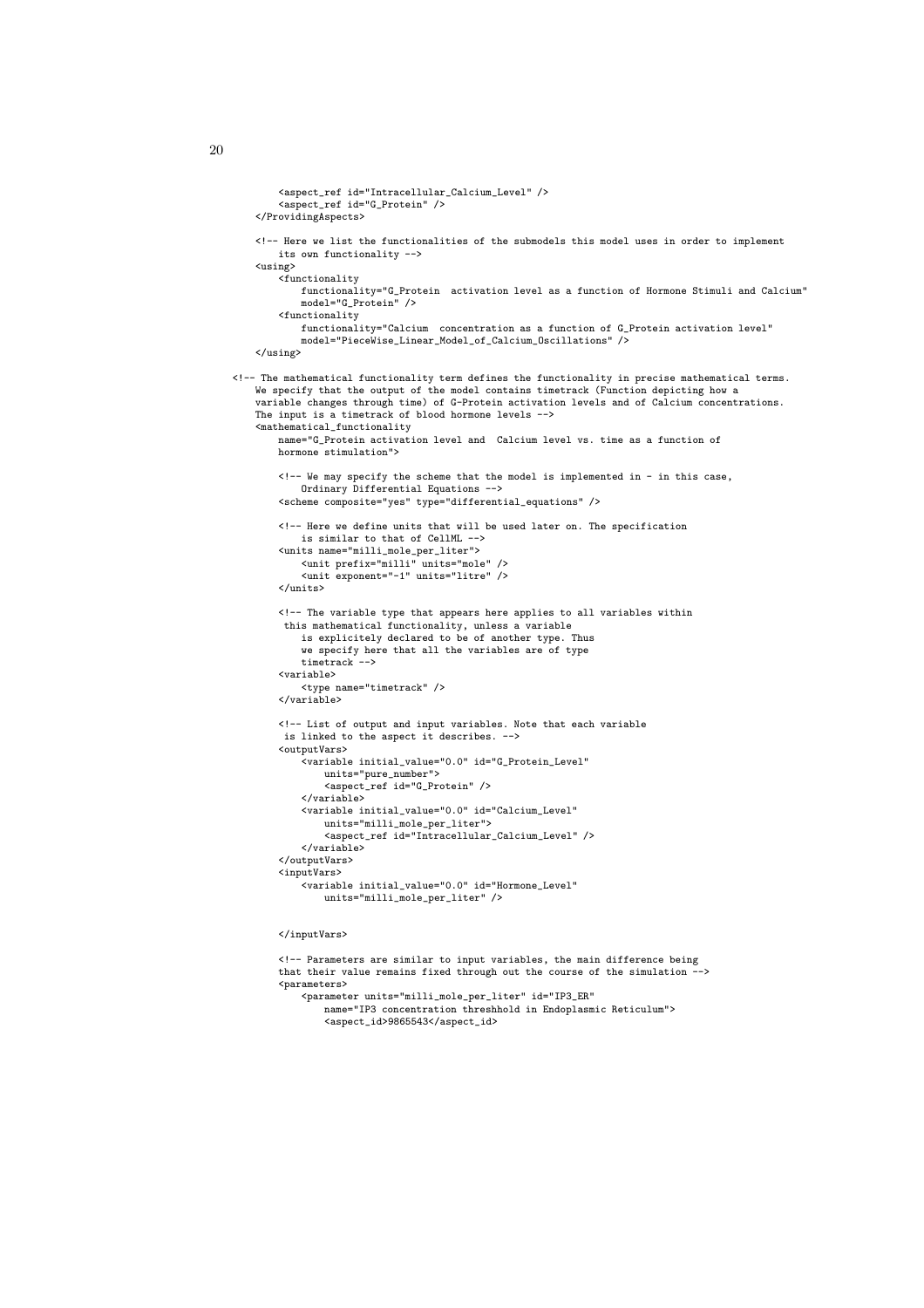```
        <aspect_ref id="Intracellular_Calcium_Level" />
        <aspect_ref id="G_Protein" />
    </ProvidingAspects>

    <!-- Here we list the functionalities of the submodels this model uses in order to implement
        its own functionality -->
    <using>
        <functionality
            functionality="G_Protein  activation level as a function of Hormone Stimuli and Calcium"
            model="G_Protein" />
        <functionality
            functionality="Calcium  concentration as a function of G_Protein activation level"
            model="PieceWise_Linear_Model_of_Calcium_Oscillations" />
    </using>

<!-- The mathematical functionality term defines the functionality in precise mathematical terms.
    We specify that the output of the model contains timetrack (Function depicting how a
    variable changes through time) of G-Protein activation levels and of Calcium concentrations.
    The input is a timetrack of blood hormone levels -->
    <mathematical_functionality
        name="G_Protein activation level and  Calcium level vs. time as a function of
        hormone stimulation">

        <!-- We may specify the scheme that the model is implemented in - in this case,
            Ordinary Differential Equations -->
        <scheme composite="yes" type="differential_equations" />

        <!-- Here we define units that will be used later on. The specification
            is similar to that of CellML -->
        <units name="milli_mole_per_liter">
            <unit prefix="milli" units="mole" />
            <unit exponent="-1" units="litre" />
        </units>

        <!-- The variable type that appears here applies to all variables within
         this mathematical functionality, unless a variable
            is explicitely declared to be of another type. Thus
            we specify here that all the variables are of type
            timetrack -->
        <variable>
            <type name="timetrack" />
        </variable>

        <!-- List of output and input variables. Note that each variable
         is linked to the aspect it describes. -->
        <outputVars>
            <variable initial_value="0.0" id="G_Protein_Level"
                units="pure_number">
                <aspect_ref id="G_Protein" />
            </variable>
            <variable initial_value="0.0" id="Calcium_Level"
                units="milli_mole_per_liter">
                <aspect_ref id="Intracellular_Calcium_Level" />
            </variable>
        </outputVars>
        <inputVars>
            <variable initial_value="0.0" id="Hormone_Level"
                units="milli_mole_per_liter" />


        </inputVars>

        <!-- Parameters are similar to input variables, the main difference being
        that their value remains fixed through out the course of the simulation -->
        <parameters>
            <parameter units="milli_mole_per_liter" id="IP3_ER"
                name="IP3 concentration threshhold in Endoplasmic Reticulum">
                <aspect_id>9865543</aspect_id>
```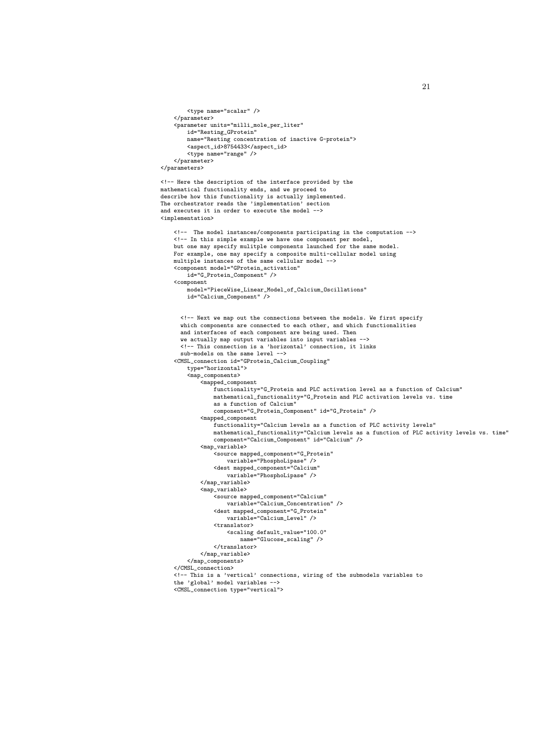```
        <type name="scalar" />
    </parameter>
    <parameter units="milli_mole_per_liter"
        id="Resting_GProtein"
        name="Resting concentration of inactive G-protein">
        <aspect_id>8754433</aspect_id>
        <type name="range" />
    </parameter>
</parameters>

<!-- Here the description of the interface provided by the
mathematical functionality ends, and we proceed to
describe how this functionality is actually implemented.
The orchestrator reads the 'implementation' section
and executes it in order to execute the model -->
<implementation>

    <!--  The model instances/components participating in the computation -->
    <!-- In this simple example we have one component per model,
    but one may specify mulitple components launched for the same model.
    For example, one may specify a composite multi-cellular model using
    multiple instances of the same cellular model -->
    <component model="GProtein_activation"
        id="G_Protein_Component" />
    <component
        model="PieceWise_Linear_Model_of_Calcium_Oscillations"
        id="Calcium_Component" />


      <!-- Next we map out the connections between the models. We first specify
      which components are connected to each other, and which functionalities
      and interfaces of each component are being used. Then
      we actually map output variables into input variables -->
      <!-- This connection is a 'horizontal' connection, it links
      sub-models on the same level -->
    <CMSL_connection id="GProtein_Calcium_Coupling"
        type="horizontal">
        <map_components>
            <mapped_component
                functionality="G_Protein and PLC activation level as a function of Calcium"
                mathematical_functionality="G_Protein and PLC activation levels vs. time
                as a function of Calcium"
                component="G_Protein_Component" id="G_Protein" />
            <mapped_component
                functionality="Calcium levels as a function of PLC activity levels"
                mathematical_functionality="Calcium levels as a function of PLC activity levels vs. time"
                component="Calcium_Component" id="Calcium" />
            <map_variable>
                <source mapped_component="G_Protein"
                    variable="PhosphoLipase" />
                <dest mapped_component="Calcium"
                    variable="PhosphoLipase" />
            </map_variable>
            <map_variable>
                <source mapped_component="Calcium"
                    variable="Calcium_Concentration" />
                <dest mapped_component="G_Protein"
                    variable="Calcium_Level" />
                <translator>
                    <scaling default_value="100.0"
                        name="Glucose_scaling" />
                </translator>
            </map_variable>
        </map_components>
    </CMSL_connection>
    <!-- This is a 'vertical' connections, wiring of the submodels variables to
    the 'global' model variables -->
    <CMSL_connection type="vertical">
```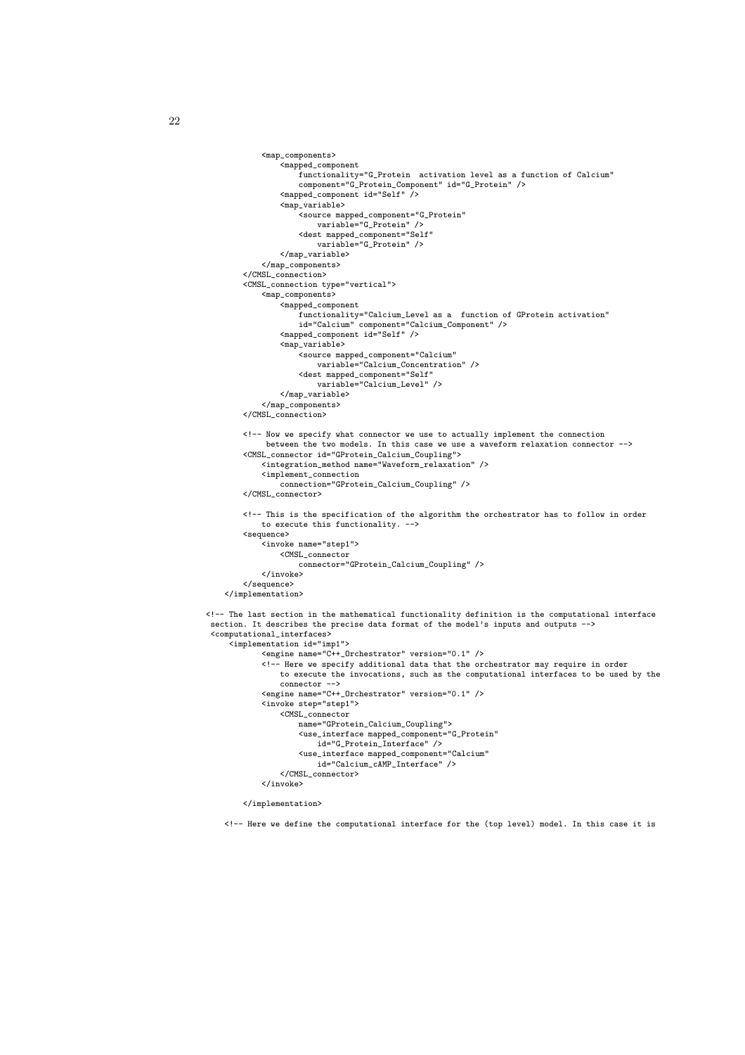```
            <map_components>
                <mapped_component
                    functionality="G_Protein  activation level as a function of Calcium"
                    component="G_Protein_Component" id="G_Protein" />
                <mapped_component id="Self" />
                <map_variable>
                    <source mapped_component="G_Protein"
                        variable="G_Protein" />
                    <dest mapped_component="Self"
                        variable="G_Protein" />
                </map_variable>
            </map_components>
        </CMSL_connection>
        <CMSL_connection type="vertical">
            <map_components>
                <mapped_component
                    functionality="Calcium_Level as a  function of GProtein activation"
                    id="Calcium" component="Calcium_Component" />
                <mapped_component id="Self" />
                <map_variable>
                    <source mapped_component="Calcium"
                        variable="Calcium_Concentration" />
                    <dest mapped_component="Self"
                        variable="Calcium_Level" />
                </map_variable>
            </map_components>
        </CMSL_connection>

        <!-- Now we specify what connector we use to actually implement the connection
             between the two models. In this case we use a waveform relaxation connector -->
        <CMSL_connector id="GProtein_Calcium_Coupling">
            <integration_method name="Waveform_relaxation" />
            <implement_connection
                connection="GProtein_Calcium_Coupling" />
        </CMSL_connector>

        <!-- This is the specification of the algorithm the orchestrator has to follow in order
            to execute this functionality. -->
        <sequence>
            <invoke name="step1">
                <CMSL_connector
                    connector="GProtein_Calcium_Coupling" />
            </invoke>
        </sequence>
    </implementation>

<!-- The last section in the mathematical functionality definition is the computational interface
 section. It describes the precise data format of the model's inputs and outputs -->
 <computational_interfaces>
     <implementation id="imp1">
            <engine name="C++_Orchestrator" version="0.1" />
            <!-- Here we specify additional data that the orchestrator may require in order
                to execute the invocations, such as the computational interfaces to be used by the
                connector -->
            <engine name="C++_Orchestrator" version="0.1" />
            <invoke step="step1">
                <CMSL_connector
                    name="GProtein_Calcium_Coupling">
                    <use_interface mapped_component="G_Protein"
                        id="G_Protein_Interface" />
                    <use_interface mapped_component="Calcium"
                        id="Calcium_cAMP_Interface" />
                </CMSL_connector>
            </invoke>

        </implementation>

    <!-- Here we define the computational interface for the (top level) model. In this case it is
```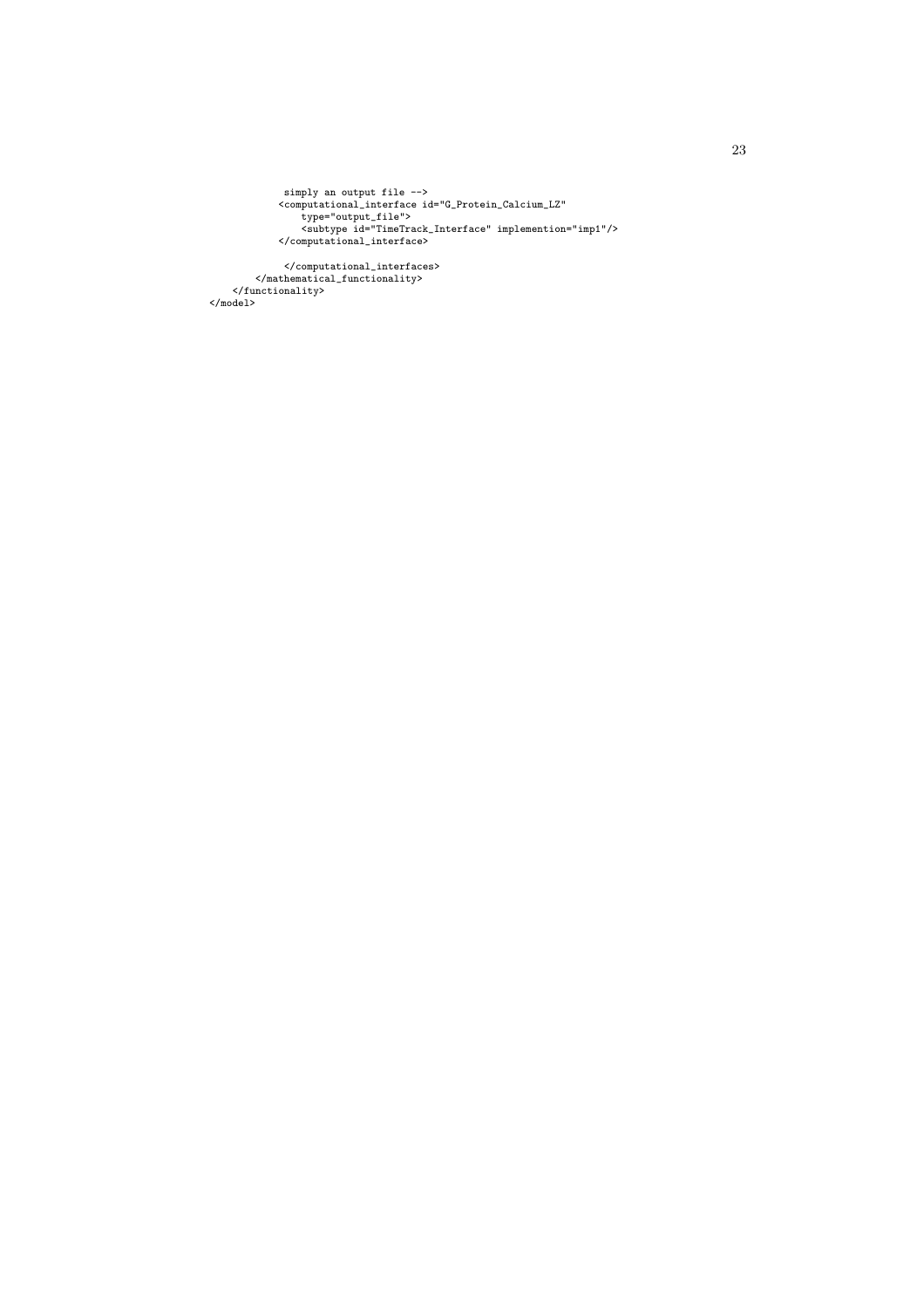```
             simply an output file -->
            <computational_interface id="G_Protein_Calcium_LZ"
                type="output_file">
                <subtype id="TimeTrack_Interface" implemention="imp1"/>
            </computational_interface>

             </computational_interfaces>
        </mathematical_functionality>
    </functionality>
</model>
```